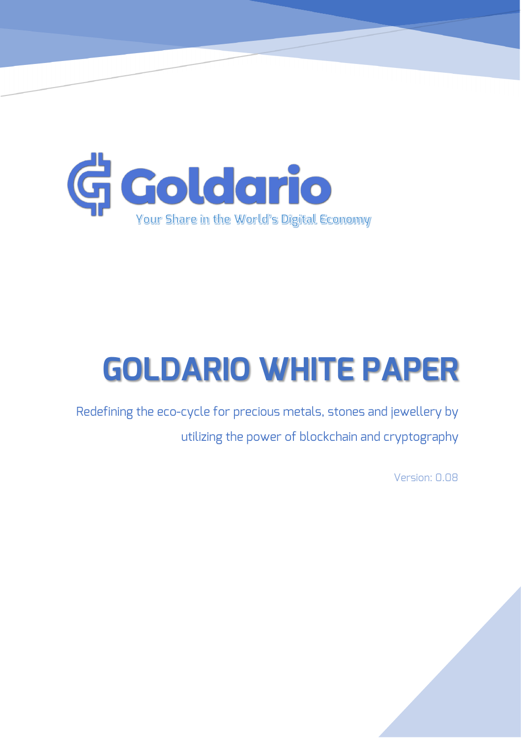Goldario

Your Share in the World's Digital Economy

# GOLDARIO WHITE PAPER

Redefining the eco-cycle for precious metals, stones and jewellery by utilizing the power of blockchain and cryptography

Version: 0.08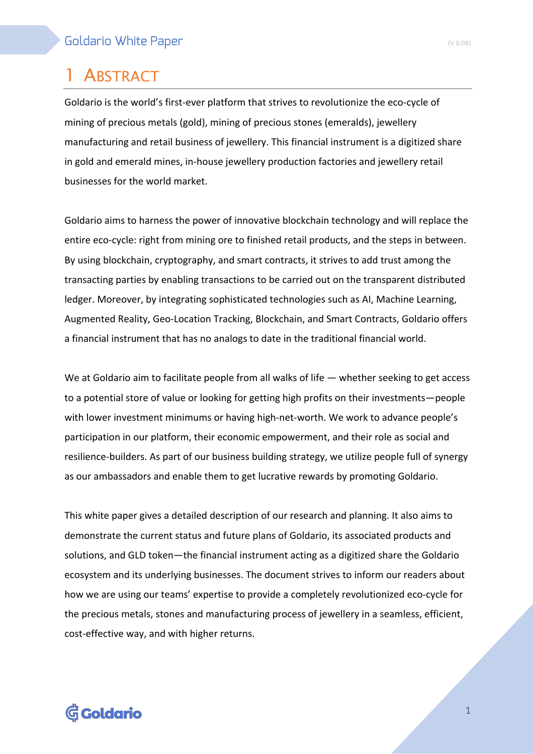# 1 ABSTRACT

Goldario is the world's first-ever platform that strives to revolutionize the eco-cycle of mining of precious metals (gold), mining of precious stones (emeralds), jewellery manufacturing and retail business of jewellery. This financial instrument is a digitized share in gold and emerald mines, in-house jewellery production factories and jewellery retail businesses for the world market.

Goldario aims to harness the power of innovative blockchain technology and will replace the entire eco-cycle: right from mining ore to finished retail products, and the steps in between. By using blockchain, cryptography, and smart contracts, it strives to add trust among the transacting parties by enabling transactions to be carried out on the transparent distributed ledger. Moreover, by integrating sophisticated technologies such as AI, Machine Learning, Augmented Reality, Geo-Location Tracking, Blockchain, and Smart Contracts, Goldario offers a financial instrument that has no analogs to date in the traditional financial world.

We at Goldario aim to facilitate people from all walks of life — whether seeking to get access to a potential store of value or looking for getting high profits on their investments—people with lower investment minimums or having high-net-worth. We work to advance people's participation in our platform, their economic empowerment, and their role as social and resilience-builders. As part of our business building strategy, we utilize people full of synergy as our ambassadors and enable them to get lucrative rewards by promoting Goldario.

This white paper gives a detailed description of our research and planning. It also aims to demonstrate the current status and future plans of Goldario, its associated products and solutions, and GLD token—the financial instrument acting as a digitized share the Goldario ecosystem and its underlying businesses. The document strives to inform our readers about how we are using our teams' expertise to provide a completely revolutionized eco-cycle for the precious metals, stones and manufacturing process of jewellery in a seamless, efficient, cost-effective way, and with higher returns.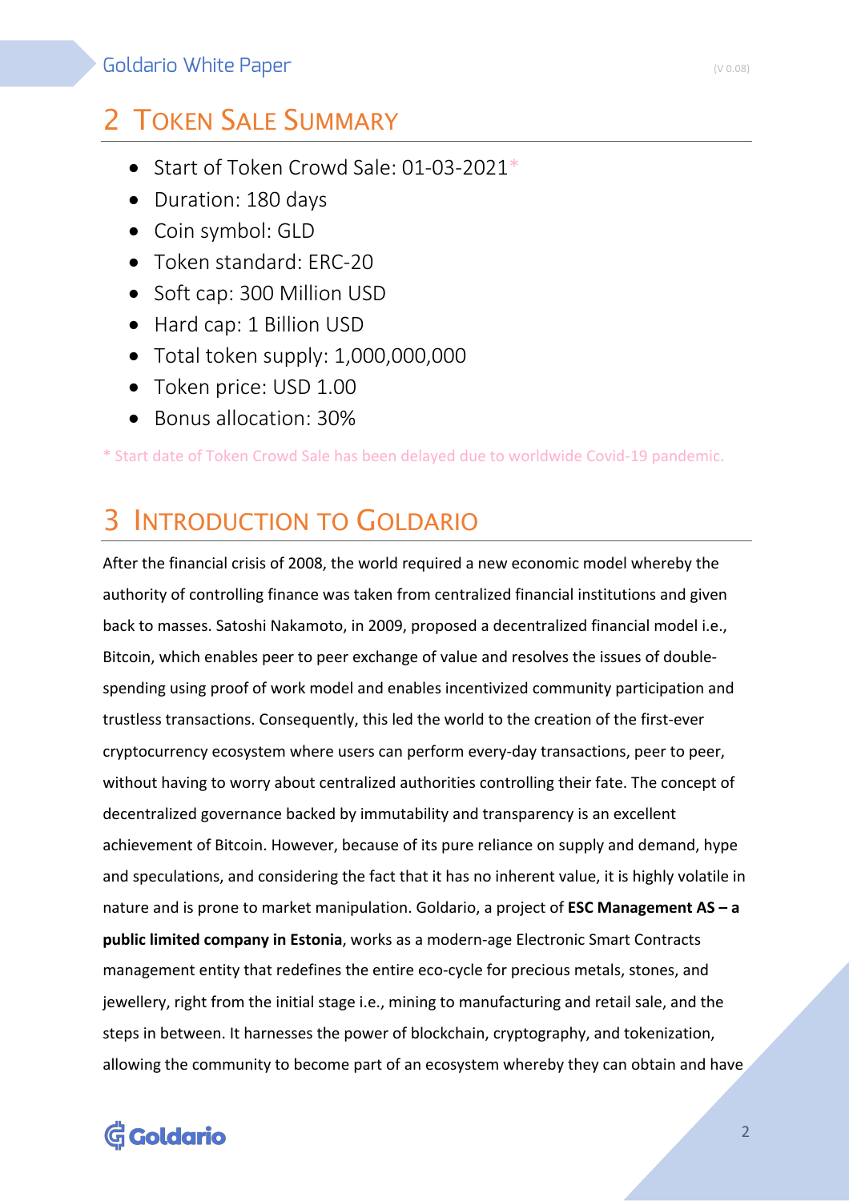## 2 Token Sale Summary

- Start of Token Crowd Sale: 01-03-2021*
- Duration: 180 days
- Coin symbol: GLD
- Token standard: ERC-20
- Soft cap: 300 Million USD
- Hard cap: 1 Billion USD
- Total token supply: 1,000,000,000
- Token price: USD 1.00
- Bonus allocation: 30%

* Start date of Token Crowd Sale has been delayed due to worldwide Covid-19 pandemic.

## 3 Introduction to Goldario

After the financial crisis of 2008, the world required a new economic model whereby the authority of controlling finance was taken from centralized financial institutions and given back to masses. Satoshi Nakamoto, in 2009, proposed a decentralized financial model i.e., Bitcoin, which enables peer to peer exchange of value and resolves the issues of double-spending using proof of work model and enables incentivized community participation and trustless transactions. Consequently, this led the world to the creation of the first-ever cryptocurrency ecosystem where users can perform every-day transactions, peer to peer, without having to worry about centralized authorities controlling their fate. The concept of decentralized governance backed by immutability and transparency is an excellent achievement of Bitcoin. However, because of its pure reliance on supply and demand, hype and speculations, and considering the fact that it has no inherent value, it is highly volatile in nature and is prone to market manipulation. Goldario, a project of **ESC Management AS – a public limited company in Estonia**, works as a modern-age Electronic Smart Contracts management entity that redefines the entire eco-cycle for precious metals, stones, and jewellery, right from the initial stage i.e., mining to manufacturing and retail sale, and the steps in between. It harnesses the power of blockchain, cryptography, and tokenization, allowing the community to become part of an ecosystem whereby they can obtain and have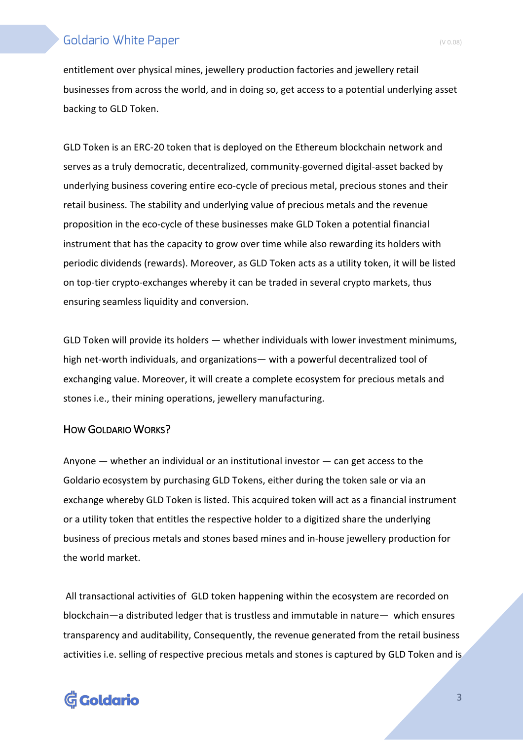entitlement over physical mines, jewellery production factories and jewellery retail businesses from across the world, and in doing so, get access to a potential underlying asset backing to GLD Token.

GLD Token is an ERC-20 token that is deployed on the Ethereum blockchain network and serves as a truly democratic, decentralized, community-governed digital-asset backed by underlying business covering entire eco-cycle of precious metal, precious stones and their retail business. The stability and underlying value of precious metals and the revenue proposition in the eco-cycle of these businesses make GLD Token a potential financial instrument that has the capacity to grow over time while also rewarding its holders with periodic dividends (rewards). Moreover, as GLD Token acts as a utility token, it will be listed on top-tier crypto-exchanges whereby it can be traded in several crypto markets, thus ensuring seamless liquidity and conversion.

GLD Token will provide its holders — whether individuals with lower investment minimums, high net-worth individuals, and organizations— with a powerful decentralized tool of exchanging value. Moreover, it will create a complete ecosystem for precious metals and stones i.e., their mining operations, jewellery manufacturing.

## How Goldario Works?

Anyone — whether an individual or an institutional investor — can get access to the Goldario ecosystem by purchasing GLD Tokens, either during the token sale or via an exchange whereby GLD Token is listed. This acquired token will act as a financial instrument or a utility token that entitles the respective holder to a digitized share the underlying business of precious metals and stones based mines and in-house jewellery production for the world market.

All transactional activities of GLD token happening within the ecosystem are recorded on blockchain—a distributed ledger that is trustless and immutable in nature— which ensures transparency and auditability, Consequently, the revenue generated from the retail business activities i.e. selling of respective precious metals and stones is captured by GLD Token and is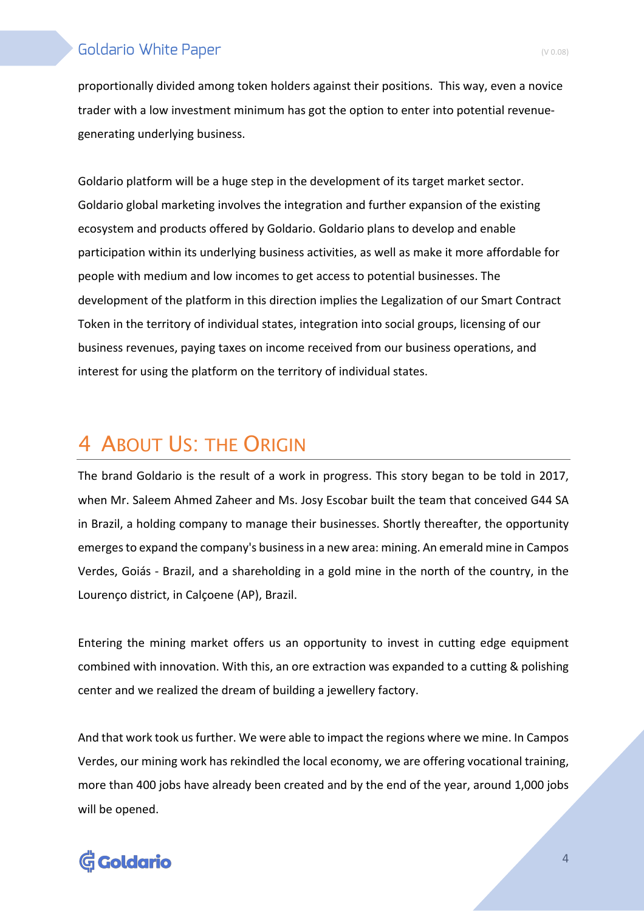proportionally divided among token holders against their positions.  This way, even a novice trader with a low investment minimum has got the option to enter into potential revenue-generating underlying business.

Goldario platform will be a huge step in the development of its target market sector. Goldario global marketing involves the integration and further expansion of the existing ecosystem and products offered by Goldario. Goldario plans to develop and enable participation within its underlying business activities, as well as make it more affordable for people with medium and low incomes to get access to potential businesses. The development of the platform in this direction implies the Legalization of our Smart Contract Token in the territory of individual states, integration into social groups, licensing of our business revenues, paying taxes on income received from our business operations, and interest for using the platform on the territory of individual states.

# 4 About Us: the Origin

The brand Goldario is the result of a work in progress. This story began to be told in 2017, when Mr. Saleem Ahmed Zaheer and Ms. Josy Escobar built the team that conceived G44 SA in Brazil, a holding company to manage their businesses. Shortly thereafter, the opportunity emerges to expand the company's business in a new area: mining. An emerald mine in Campos Verdes, Goiás - Brazil, and a shareholding in a gold mine in the north of the country, in the Lourenço district, in Calçoene (AP), Brazil.

Entering the mining market offers us an opportunity to invest in cutting edge equipment combined with innovation. With this, an ore extraction was expanded to a cutting & polishing center and we realized the dream of building a jewellery factory.

And that work took us further. We were able to impact the regions where we mine. In Campos Verdes, our mining work has rekindled the local economy, we are offering vocational training, more than 400 jobs have already been created and by the end of the year, around 1,000 jobs will be opened.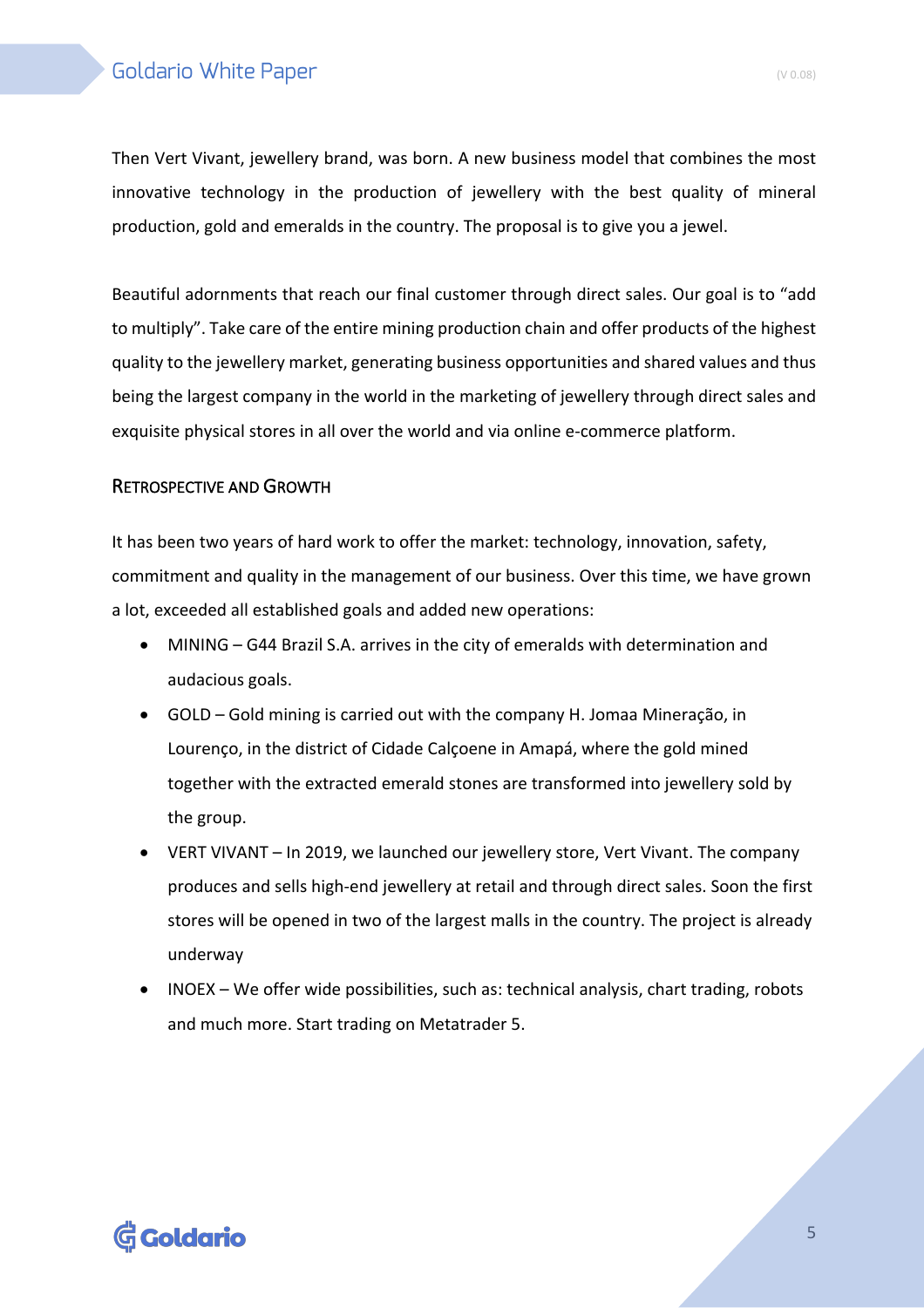Then Vert Vivant, jewellery brand, was born. A new business model that combines the most innovative technology in the production of jewellery with the best quality of mineral production, gold and emeralds in the country. The proposal is to give you a jewel.

Beautiful adornments that reach our final customer through direct sales. Our goal is to "add to multiply". Take care of the entire mining production chain and offer products of the highest quality to the jewellery market, generating business opportunities and shared values and thus being the largest company in the world in the marketing of jewellery through direct sales and exquisite physical stores in all over the world and via online e-commerce platform.

## Retrospective and Growth

It has been two years of hard work to offer the market: technology, innovation, safety, commitment and quality in the management of our business. Over this time, we have grown a lot, exceeded all established goals and added new operations:

- MINING – G44 Brazil S.A. arrives in the city of emeralds with determination and audacious goals.
- GOLD – Gold mining is carried out with the company H. Jomaa Mineração, in Lourenço, in the district of Cidade Calçoene in Amapá, where the gold mined together with the extracted emerald stones are transformed into jewellery sold by the group.
- VERT VIVANT – In 2019, we launched our jewellery store, Vert Vivant. The company produces and sells high-end jewellery at retail and through direct sales. Soon the first stores will be opened in two of the largest malls in the country. The project is already underway
- INOEX – We offer wide possibilities, such as: technical analysis, chart trading, robots and much more. Start trading on Metatrader 5.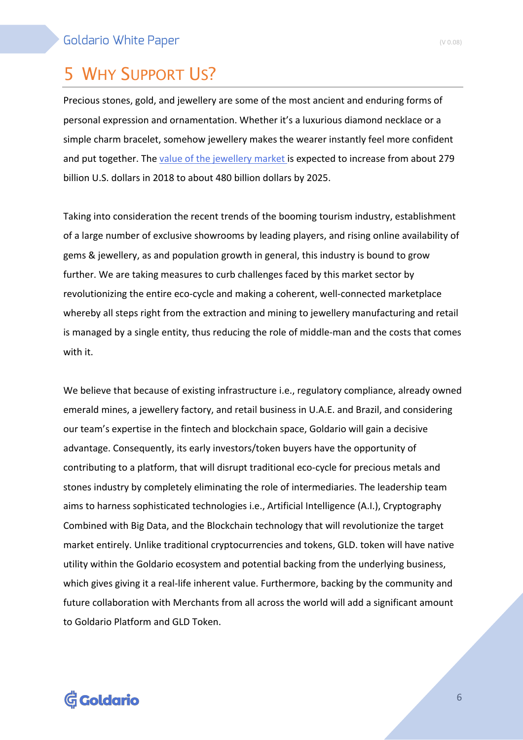# 5 Why Support Us?

Precious stones, gold, and jewellery are some of the most ancient and enduring forms of personal expression and ornamentation. Whether it's a luxurious diamond necklace or a simple charm bracelet, somehow jewellery makes the wearer instantly feel more confident and put together. The value of the jewellery market is expected to increase from about 279 billion U.S. dollars in 2018 to about 480 billion dollars by 2025.

Taking into consideration the recent trends of the booming tourism industry, establishment of a large number of exclusive showrooms by leading players, and rising online availability of gems & jewellery, as and population growth in general, this industry is bound to grow further. We are taking measures to curb challenges faced by this market sector by revolutionizing the entire eco-cycle and making a coherent, well-connected marketplace whereby all steps right from the extraction and mining to jewellery manufacturing and retail is managed by a single entity, thus reducing the role of middle-man and the costs that comes with it.

We believe that because of existing infrastructure i.e., regulatory compliance, already owned emerald mines, a jewellery factory, and retail business in U.A.E. and Brazil, and considering our team's expertise in the fintech and blockchain space, Goldario will gain a decisive advantage. Consequently, its early investors/token buyers have the opportunity of contributing to a platform, that will disrupt traditional eco-cycle for precious metals and stones industry by completely eliminating the role of intermediaries. The leadership team aims to harness sophisticated technologies i.e., Artificial Intelligence (A.I.), Cryptography Combined with Big Data, and the Blockchain technology that will revolutionize the target market entirely. Unlike traditional cryptocurrencies and tokens, GLD. token will have native utility within the Goldario ecosystem and potential backing from the underlying business, which gives giving it a real-life inherent value. Furthermore, backing by the community and future collaboration with Merchants from all across the world will add a significant amount to Goldario Platform and GLD Token.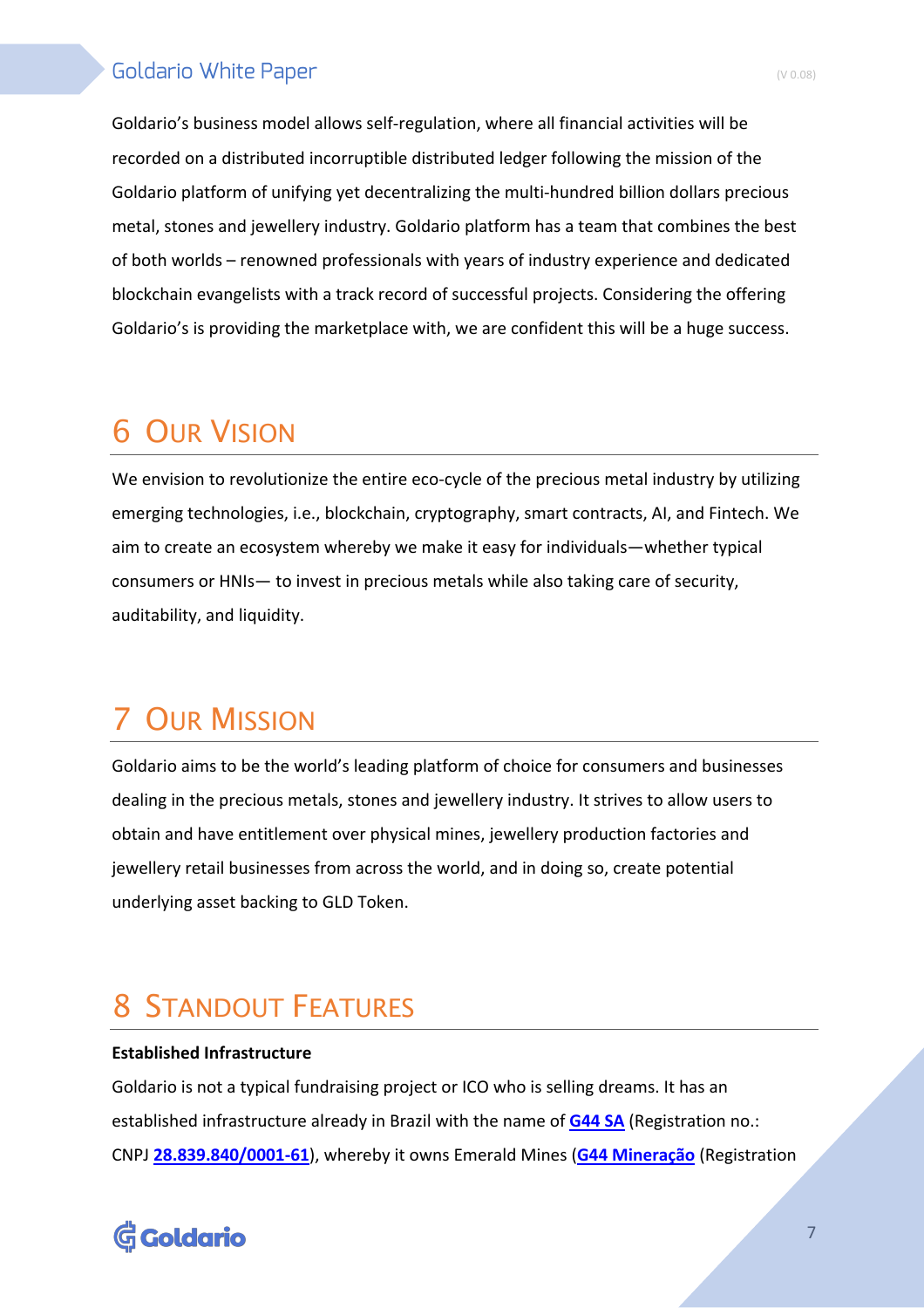Goldario's business model allows self-regulation, where all financial activities will be recorded on a distributed incorruptible distributed ledger following the mission of the Goldario platform of unifying yet decentralizing the multi-hundred billion dollars precious metal, stones and jewellery industry. Goldario platform has a team that combines the best of both worlds – renowned professionals with years of industry experience and dedicated blockchain evangelists with a track record of successful projects. Considering the offering Goldario's is providing the marketplace with, we are confident this will be a huge success.

# 6 Our Vision

We envision to revolutionize the entire eco-cycle of the precious metal industry by utilizing emerging technologies, i.e., blockchain, cryptography, smart contracts, AI, and Fintech. We aim to create an ecosystem whereby we make it easy for individuals—whether typical consumers or HNIs— to invest in precious metals while also taking care of security, auditability, and liquidity.

# 7 Our Mission

Goldario aims to be the world's leading platform of choice for consumers and businesses dealing in the precious metals, stones and jewellery industry. It strives to allow users to obtain and have entitlement over physical mines, jewellery production factories and jewellery retail businesses from across the world, and in doing so, create potential underlying asset backing to GLD Token.

# 8 Standout Features

**Established Infrastructure**

Goldario is not a typical fundraising project or ICO who is selling dreams. It has an established infrastructure already in Brazil with the name of **G44 SA** (Registration no.: CNPJ **28.839.840/0001-61**), whereby it owns Emerald Mines (**G44 Mineração** (Registration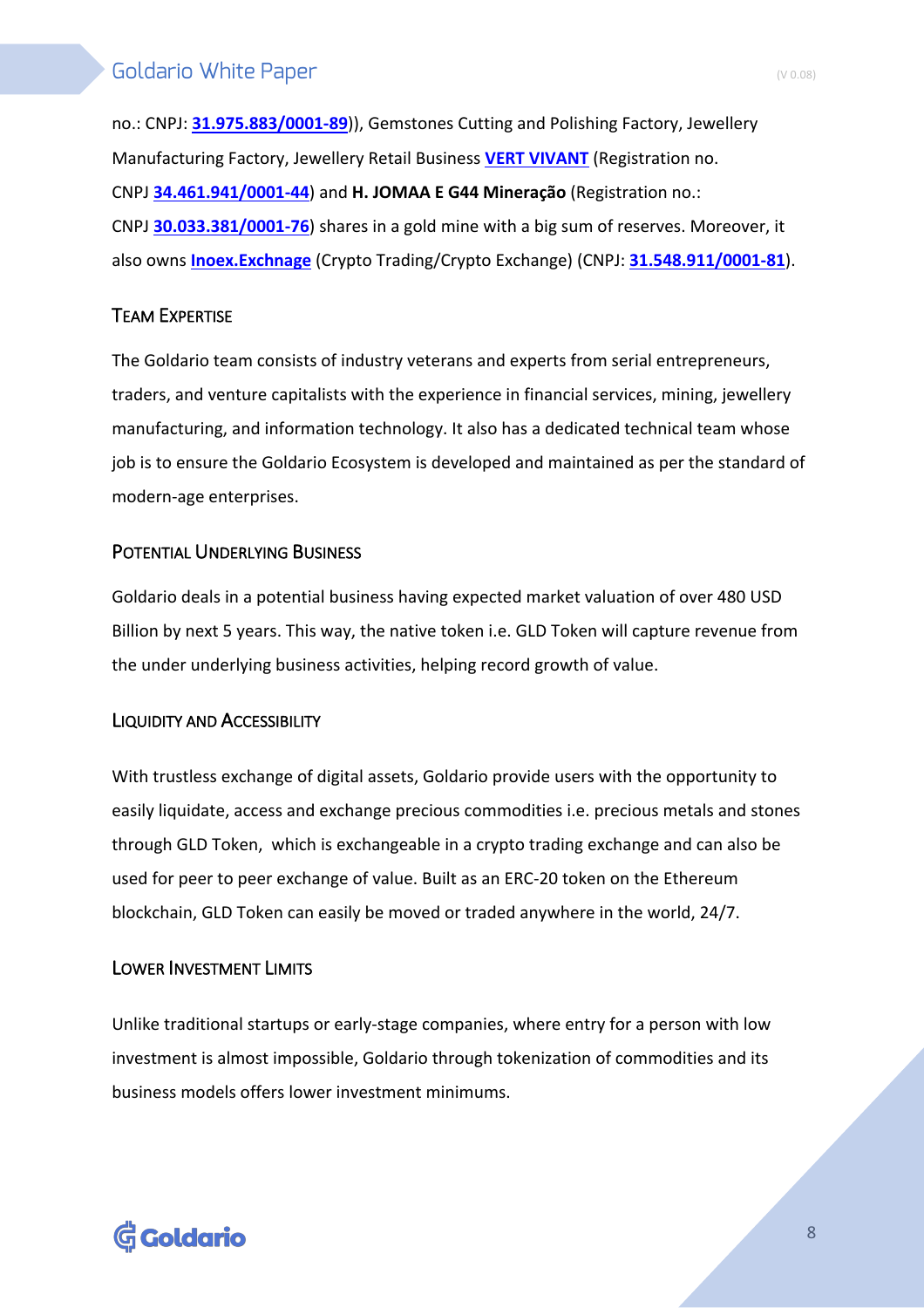no.: CNPJ: **31.975.883/0001-89**)), Gemstones Cutting and Polishing Factory, Jewellery Manufacturing Factory, Jewellery Retail Business **VERT VIVANT** (Registration no. CNPJ **34.461.941/0001-44**) and **H. JOMAA E G44 Mineração** (Registration no.: CNPJ **30.033.381/0001-76**) shares in a gold mine with a big sum of reserves. Moreover, it also owns **Inoex.Exchnage** (Crypto Trading/Crypto Exchange) (CNPJ: **31.548.911/0001-81**).

### Team Expertise

The Goldario team consists of industry veterans and experts from serial entrepreneurs, traders, and venture capitalists with the experience in financial services, mining, jewellery manufacturing, and information technology. It also has a dedicated technical team whose job is to ensure the Goldario Ecosystem is developed and maintained as per the standard of modern-age enterprises.

### Potential Underlying Business

Goldario deals in a potential business having expected market valuation of over 480 USD Billion by next 5 years. This way, the native token i.e. GLD Token will capture revenue from the under underlying business activities, helping record growth of value.

### Liquidity and Accessibility

With trustless exchange of digital assets, Goldario provide users with the opportunity to easily liquidate, access and exchange precious commodities i.e. precious metals and stones through GLD Token, which is exchangeable in a crypto trading exchange and can also be used for peer to peer exchange of value. Built as an ERC-20 token on the Ethereum blockchain, GLD Token can easily be moved or traded anywhere in the world, 24/7.

### Lower Investment Limits

Unlike traditional startups or early-stage companies, where entry for a person with low investment is almost impossible, Goldario through tokenization of commodities and its business models offers lower investment minimums.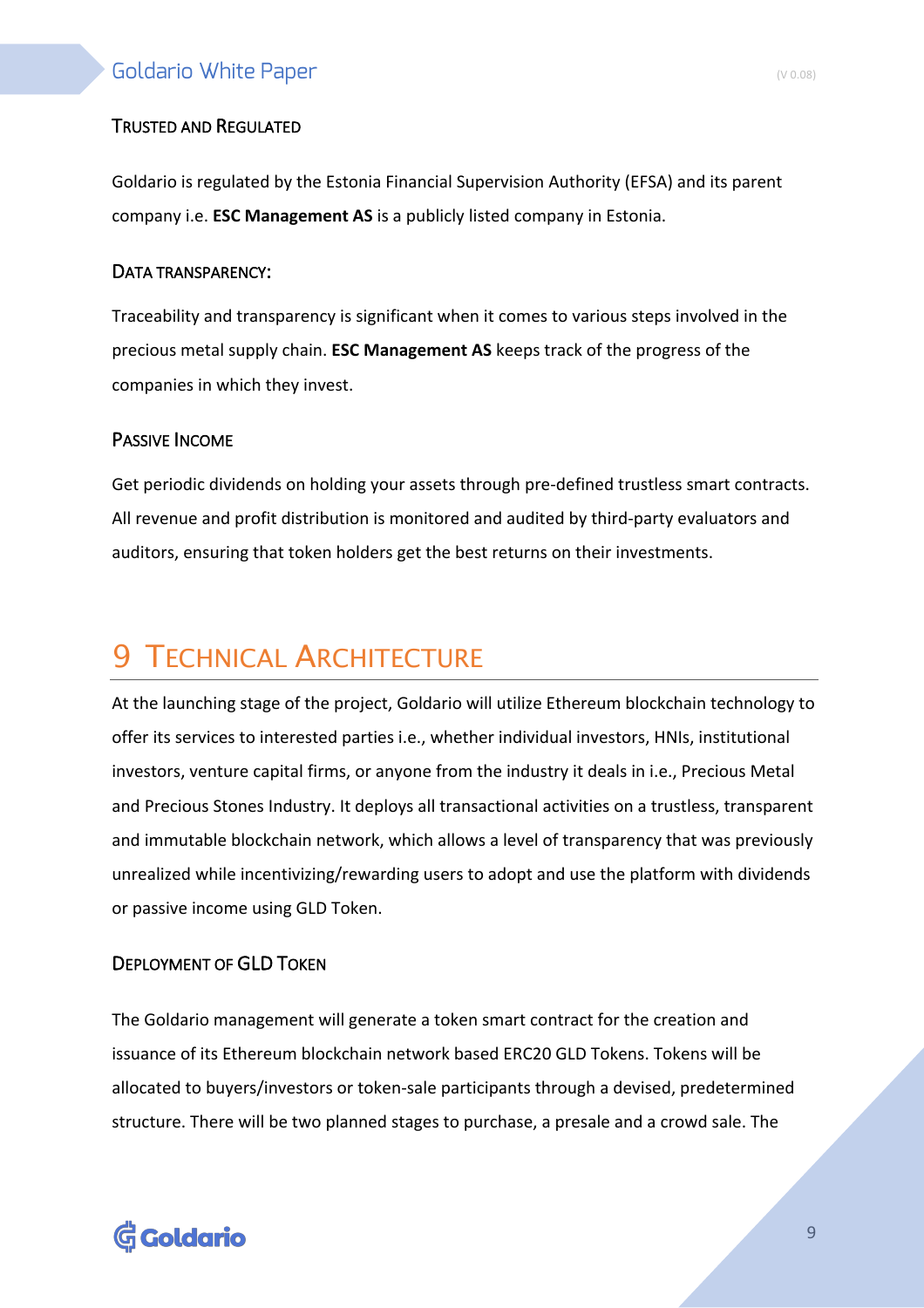### Trusted and Regulated

Goldario is regulated by the Estonia Financial Supervision Authority (EFSA) and its parent company i.e. **ESC Management AS** is a publicly listed company in Estonia.

### Data transparency:

Traceability and transparency is significant when it comes to various steps involved in the precious metal supply chain. **ESC Management AS** keeps track of the progress of the companies in which they invest.

### Passive Income

Get periodic dividends on holding your assets through pre-defined trustless smart contracts. All revenue and profit distribution is monitored and audited by third-party evaluators and auditors, ensuring that token holders get the best returns on their investments.

# 9 Technical Architecture

At the launching stage of the project, Goldario will utilize Ethereum blockchain technology to offer its services to interested parties i.e., whether individual investors, HNIs, institutional investors, venture capital firms, or anyone from the industry it deals in i.e., Precious Metal and Precious Stones Industry. It deploys all transactional activities on a trustless, transparent and immutable blockchain network, which allows a level of transparency that was previously unrealized while incentivizing/rewarding users to adopt and use the platform with dividends or passive income using GLD Token.

### Deployment of GLD Token

The Goldario management will generate a token smart contract for the creation and issuance of its Ethereum blockchain network based ERC20 GLD Tokens. Tokens will be allocated to buyers/investors or token-sale participants through a devised, predetermined structure. There will be two planned stages to purchase, a presale and a crowd sale. The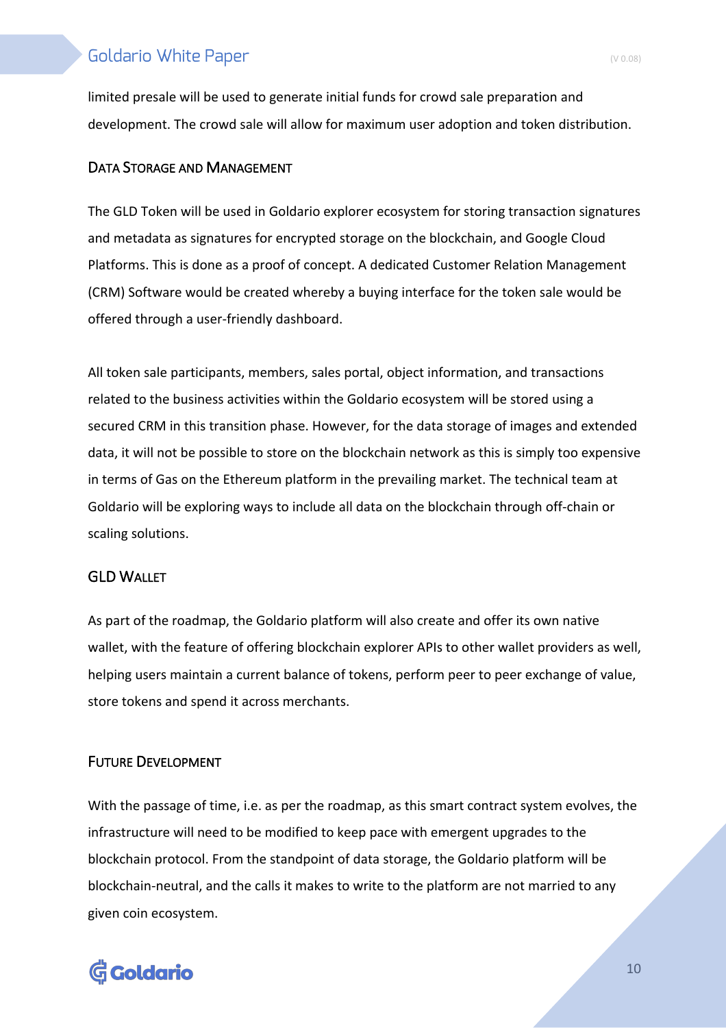limited presale will be used to generate initial funds for crowd sale preparation and development. The crowd sale will allow for maximum user adoption and token distribution.

### Data Storage and Management

The GLD Token will be used in Goldario explorer ecosystem for storing transaction signatures and metadata as signatures for encrypted storage on the blockchain, and Google Cloud Platforms. This is done as a proof of concept. A dedicated Customer Relation Management (CRM) Software would be created whereby a buying interface for the token sale would be offered through a user-friendly dashboard.

All token sale participants, members, sales portal, object information, and transactions related to the business activities within the Goldario ecosystem will be stored using a secured CRM in this transition phase. However, for the data storage of images and extended data, it will not be possible to store on the blockchain network as this is simply too expensive in terms of Gas on the Ethereum platform in the prevailing market. The technical team at Goldario will be exploring ways to include all data on the blockchain through off-chain or scaling solutions.

### GLD Wallet

As part of the roadmap, the Goldario platform will also create and offer its own native wallet, with the feature of offering blockchain explorer APIs to other wallet providers as well, helping users maintain a current balance of tokens, perform peer to peer exchange of value, store tokens and spend it across merchants.

### Future Development

With the passage of time, i.e. as per the roadmap, as this smart contract system evolves, the infrastructure will need to be modified to keep pace with emergent upgrades to the blockchain protocol. From the standpoint of data storage, the Goldario platform will be blockchain-neutral, and the calls it makes to write to the platform are not married to any given coin ecosystem.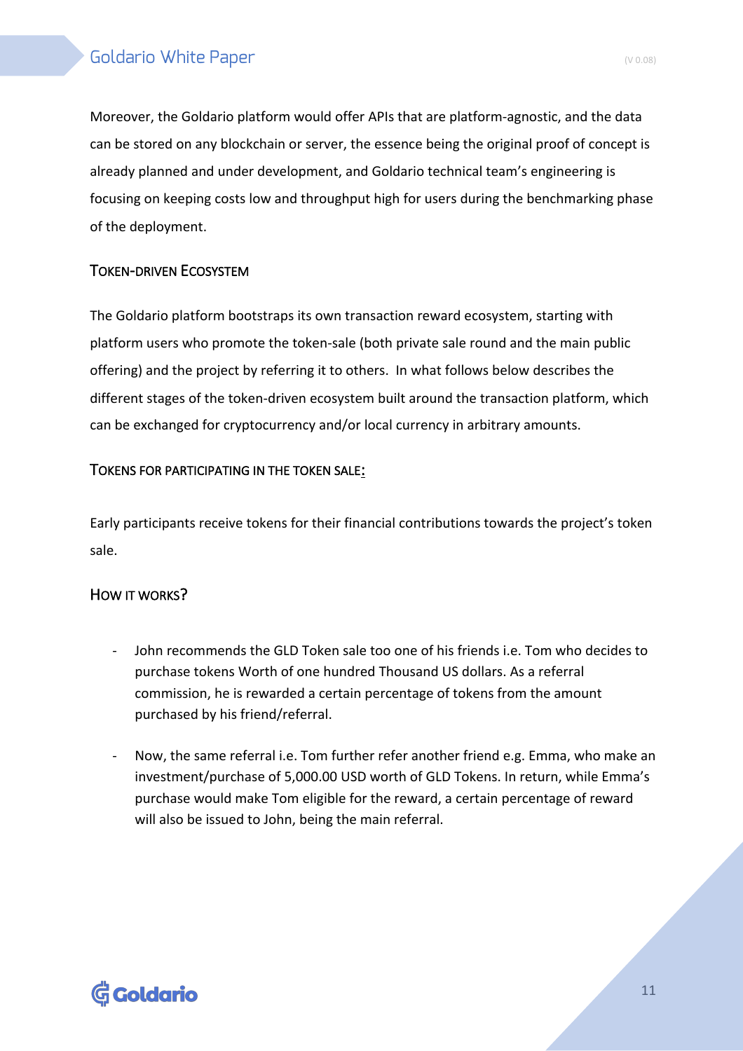Moreover, the Goldario platform would offer APIs that are platform-agnostic, and the data can be stored on any blockchain or server, the essence being the original proof of concept is already planned and under development, and Goldario technical team's engineering is focusing on keeping costs low and throughput high for users during the benchmarking phase of the deployment.

### Token-driven Ecosystem

The Goldario platform bootstraps its own transaction reward ecosystem, starting with platform users who promote the token-sale (both private sale round and the main public offering) and the project by referring it to others. In what follows below describes the different stages of the token-driven ecosystem built around the transaction platform, which can be exchanged for cryptocurrency and/or local currency in arbitrary amounts.

### Tokens for participating in the token sale:

Early participants receive tokens for their financial contributions towards the project's token sale.

### How it works?

- John recommends the GLD Token sale too one of his friends i.e. Tom who decides to purchase tokens Worth of one hundred Thousand US dollars. As a referral commission, he is rewarded a certain percentage of tokens from the amount purchased by his friend/referral.

- Now, the same referral i.e. Tom further refer another friend e.g. Emma, who make an investment/purchase of 5,000.00 USD worth of GLD Tokens. In return, while Emma's purchase would make Tom eligible for the reward, a certain percentage of reward will also be issued to John, being the main referral.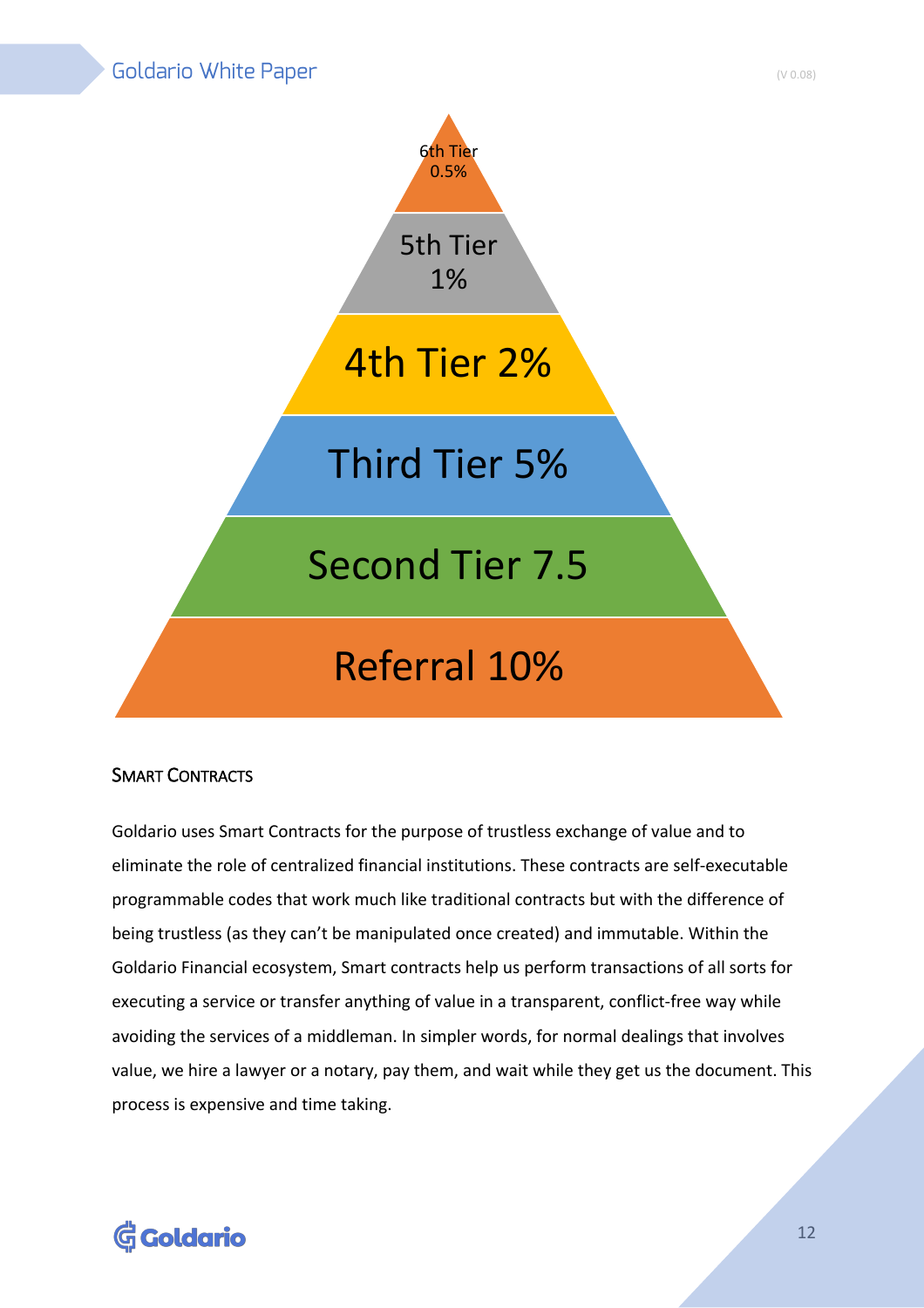6th Tier 0.5%

5th Tier 1%

4th Tier 2%

Third Tier 5%

Second Tier 7.5

Referral 10%

### SMART CONTRACTS

Goldario uses Smart Contracts for the purpose of trustless exchange of value and to eliminate the role of centralized financial institutions. These contracts are self-executable programmable codes that work much like traditional contracts but with the difference of being trustless (as they can't be manipulated once created) and immutable. Within the Goldario Financial ecosystem, Smart contracts help us perform transactions of all sorts for executing a service or transfer anything of value in a transparent, conflict-free way while avoiding the services of a middleman. In simpler words, for normal dealings that involves value, we hire a lawyer or a notary, pay them, and wait while they get us the document. This process is expensive and time taking.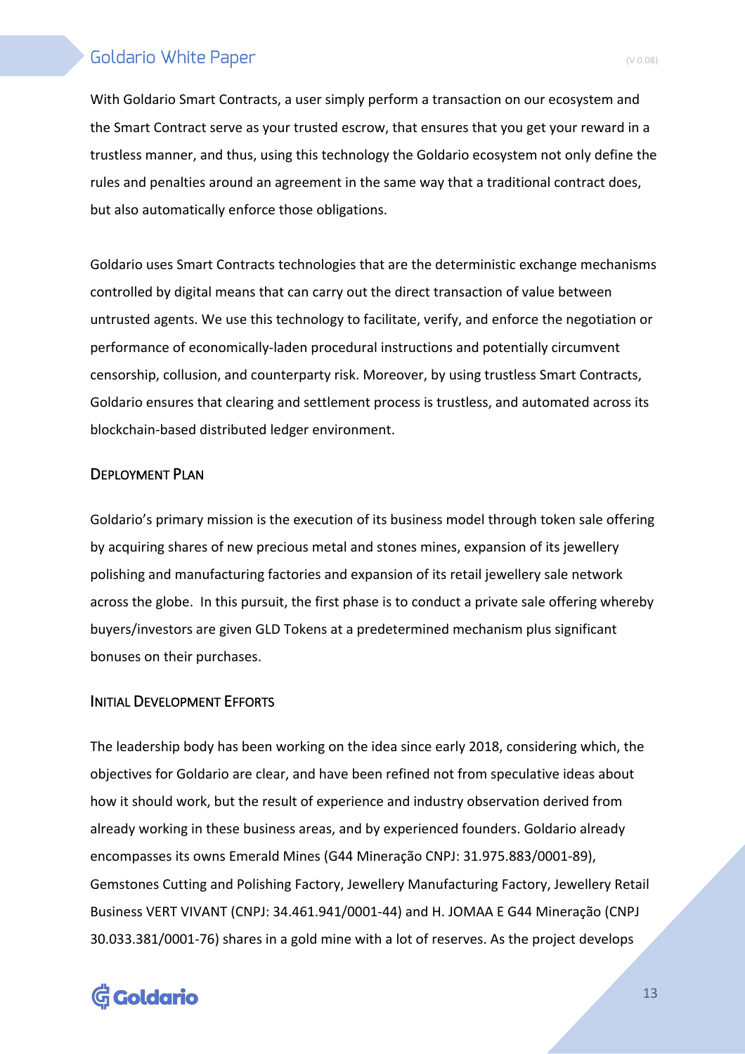With Goldario Smart Contracts, a user simply perform a transaction on our ecosystem and the Smart Contract serve as your trusted escrow, that ensures that you get your reward in a trustless manner, and thus, using this technology the Goldario ecosystem not only define the rules and penalties around an agreement in the same way that a traditional contract does, but also automatically enforce those obligations.

Goldario uses Smart Contracts technologies that are the deterministic exchange mechanisms controlled by digital means that can carry out the direct transaction of value between untrusted agents. We use this technology to facilitate, verify, and enforce the negotiation or performance of economically-laden procedural instructions and potentially circumvent censorship, collusion, and counterparty risk. Moreover, by using trustless Smart Contracts, Goldario ensures that clearing and settlement process is trustless, and automated across its blockchain-based distributed ledger environment.

### Deployment Plan

Goldario's primary mission is the execution of its business model through token sale offering by acquiring shares of new precious metal and stones mines, expansion of its jewellery polishing and manufacturing factories and expansion of its retail jewellery sale network across the globe. In this pursuit, the first phase is to conduct a private sale offering whereby buyers/investors are given GLD Tokens at a predetermined mechanism plus significant bonuses on their purchases.

### Initial Development Efforts

The leadership body has been working on the idea since early 2018, considering which, the objectives for Goldario are clear, and have been refined not from speculative ideas about how it should work, but the result of experience and industry observation derived from already working in these business areas, and by experienced founders. Goldario already encompasses its owns Emerald Mines (G44 Mineração CNPJ: 31.975.883/0001-89), Gemstones Cutting and Polishing Factory, Jewellery Manufacturing Factory, Jewellery Retail Business VERT VIVANT (CNPJ: 34.461.941/0001-44) and H. JOMAA E G44 Mineração (CNPJ 30.033.381/0001-76) shares in a gold mine with a lot of reserves. As the project develops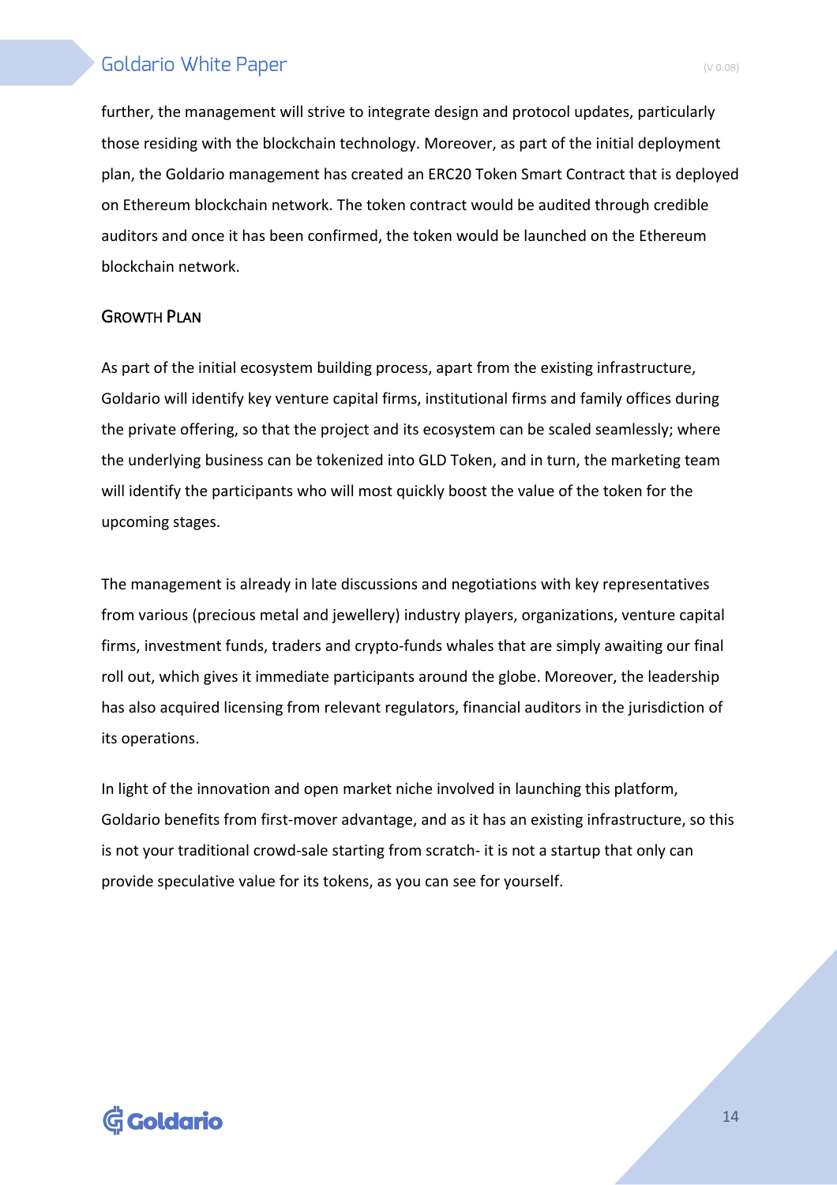further, the management will strive to integrate design and protocol updates, particularly those residing with the blockchain technology. Moreover, as part of the initial deployment plan, the Goldario management has created an ERC20 Token Smart Contract that is deployed on Ethereum blockchain network. The token contract would be audited through credible auditors and once it has been confirmed, the token would be launched on the Ethereum blockchain network.

## Growth Plan

As part of the initial ecosystem building process, apart from the existing infrastructure, Goldario will identify key venture capital firms, institutional firms and family offices during the private offering, so that the project and its ecosystem can be scaled seamlessly; where the underlying business can be tokenized into GLD Token, and in turn, the marketing team will identify the participants who will most quickly boost the value of the token for the upcoming stages.

The management is already in late discussions and negotiations with key representatives from various (precious metal and jewellery) industry players, organizations, venture capital firms, investment funds, traders and crypto-funds whales that are simply awaiting our final roll out, which gives it immediate participants around the globe. Moreover, the leadership has also acquired licensing from relevant regulators, financial auditors in the jurisdiction of its operations.

In light of the innovation and open market niche involved in launching this platform, Goldario benefits from first-mover advantage, and as it has an existing infrastructure, so this is not your traditional crowd-sale starting from scratch- it is not a startup that only can provide speculative value for its tokens, as you can see for yourself.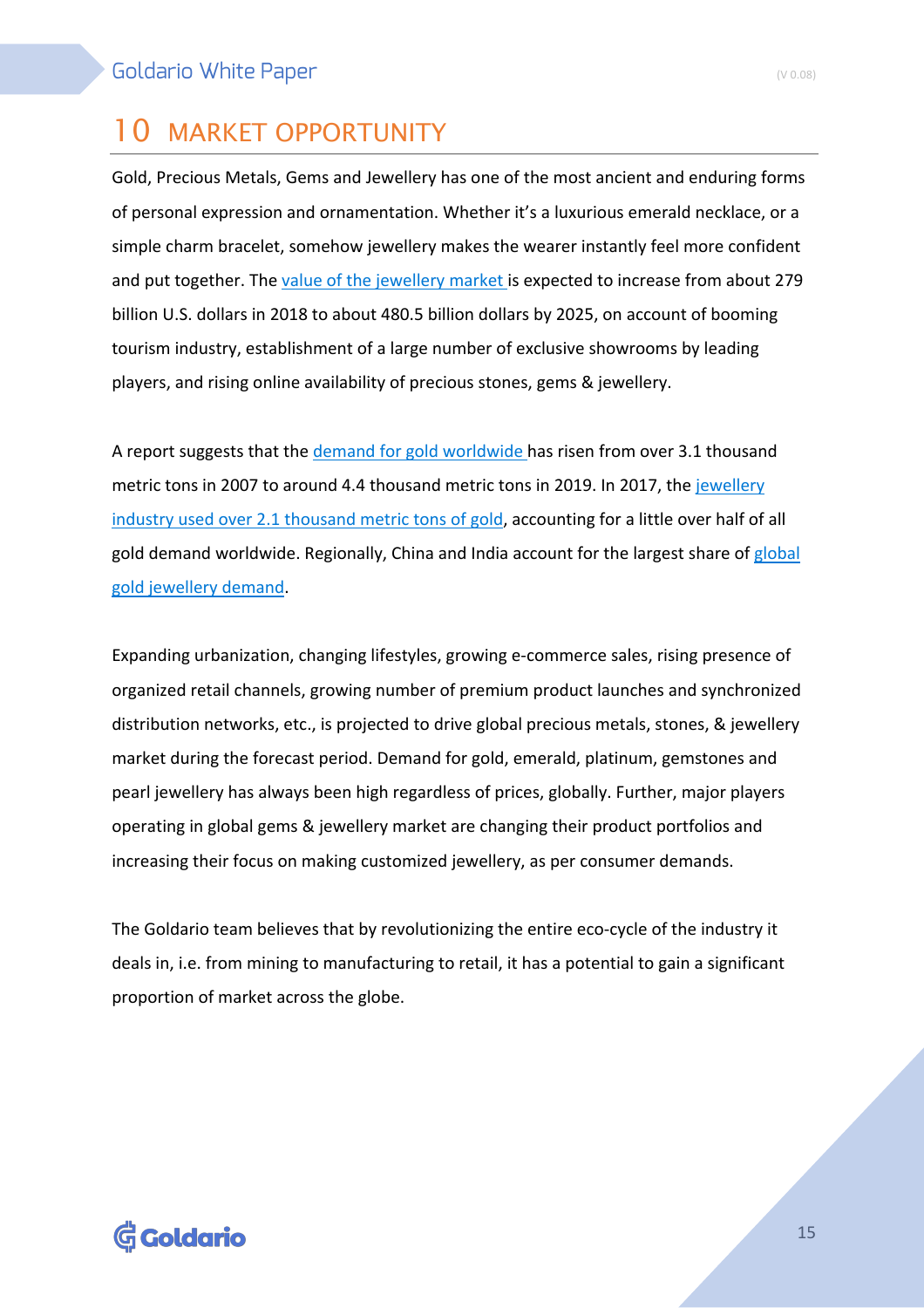# 10 MARKET OPPORTUNITY

Gold, Precious Metals, Gems and Jewellery has one of the most ancient and enduring forms of personal expression and ornamentation. Whether it's a luxurious emerald necklace, or a simple charm bracelet, somehow jewellery makes the wearer instantly feel more confident and put together. The value of the jewellery market is expected to increase from about 279 billion U.S. dollars in 2018 to about 480.5 billion dollars by 2025, on account of booming tourism industry, establishment of a large number of exclusive showrooms by leading players, and rising online availability of precious stones, gems & jewellery.

A report suggests that the demand for gold worldwide has risen from over 3.1 thousand metric tons in 2007 to around 4.4 thousand metric tons in 2019. In 2017, the jewellery industry used over 2.1 thousand metric tons of gold, accounting for a little over half of all gold demand worldwide. Regionally, China and India account for the largest share of global gold jewellery demand.

Expanding urbanization, changing lifestyles, growing e-commerce sales, rising presence of organized retail channels, growing number of premium product launches and synchronized distribution networks, etc., is projected to drive global precious metals, stones, & jewellery market during the forecast period. Demand for gold, emerald, platinum, gemstones and pearl jewellery has always been high regardless of prices, globally. Further, major players operating in global gems & jewellery market are changing their product portfolios and increasing their focus on making customized jewellery, as per consumer demands.

The Goldario team believes that by revolutionizing the entire eco-cycle of the industry it deals in, i.e. from mining to manufacturing to retail, it has a potential to gain a significant proportion of market across the globe.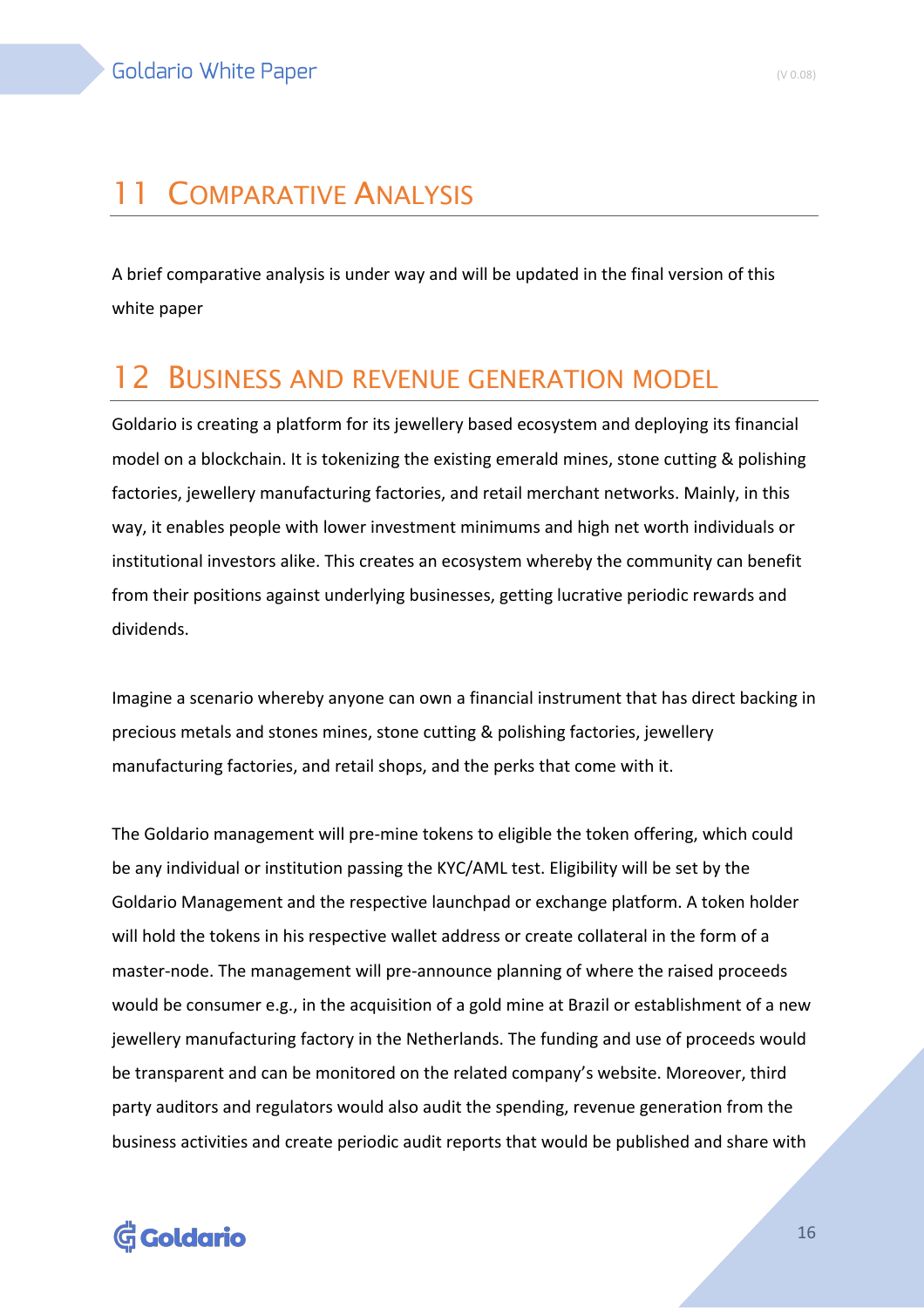# 11 Comparative Analysis

A brief comparative analysis is under way and will be updated in the final version of this white paper

# 12 Business and revenue generation model

Goldario is creating a platform for its jewellery based ecosystem and deploying its financial model on a blockchain. It is tokenizing the existing emerald mines, stone cutting & polishing factories, jewellery manufacturing factories, and retail merchant networks. Mainly, in this way, it enables people with lower investment minimums and high net worth individuals or institutional investors alike. This creates an ecosystem whereby the community can benefit from their positions against underlying businesses, getting lucrative periodic rewards and dividends.

Imagine a scenario whereby anyone can own a financial instrument that has direct backing in precious metals and stones mines, stone cutting & polishing factories, jewellery manufacturing factories, and retail shops, and the perks that come with it.

The Goldario management will pre-mine tokens to eligible the token offering, which could be any individual or institution passing the KYC/AML test. Eligibility will be set by the Goldario Management and the respective launchpad or exchange platform. A token holder will hold the tokens in his respective wallet address or create collateral in the form of a master-node. The management will pre-announce planning of where the raised proceeds would be consumer e.g., in the acquisition of a gold mine at Brazil or establishment of a new jewellery manufacturing factory in the Netherlands. The funding and use of proceeds would be transparent and can be monitored on the related company's website. Moreover, third party auditors and regulators would also audit the spending, revenue generation from the business activities and create periodic audit reports that would be published and share with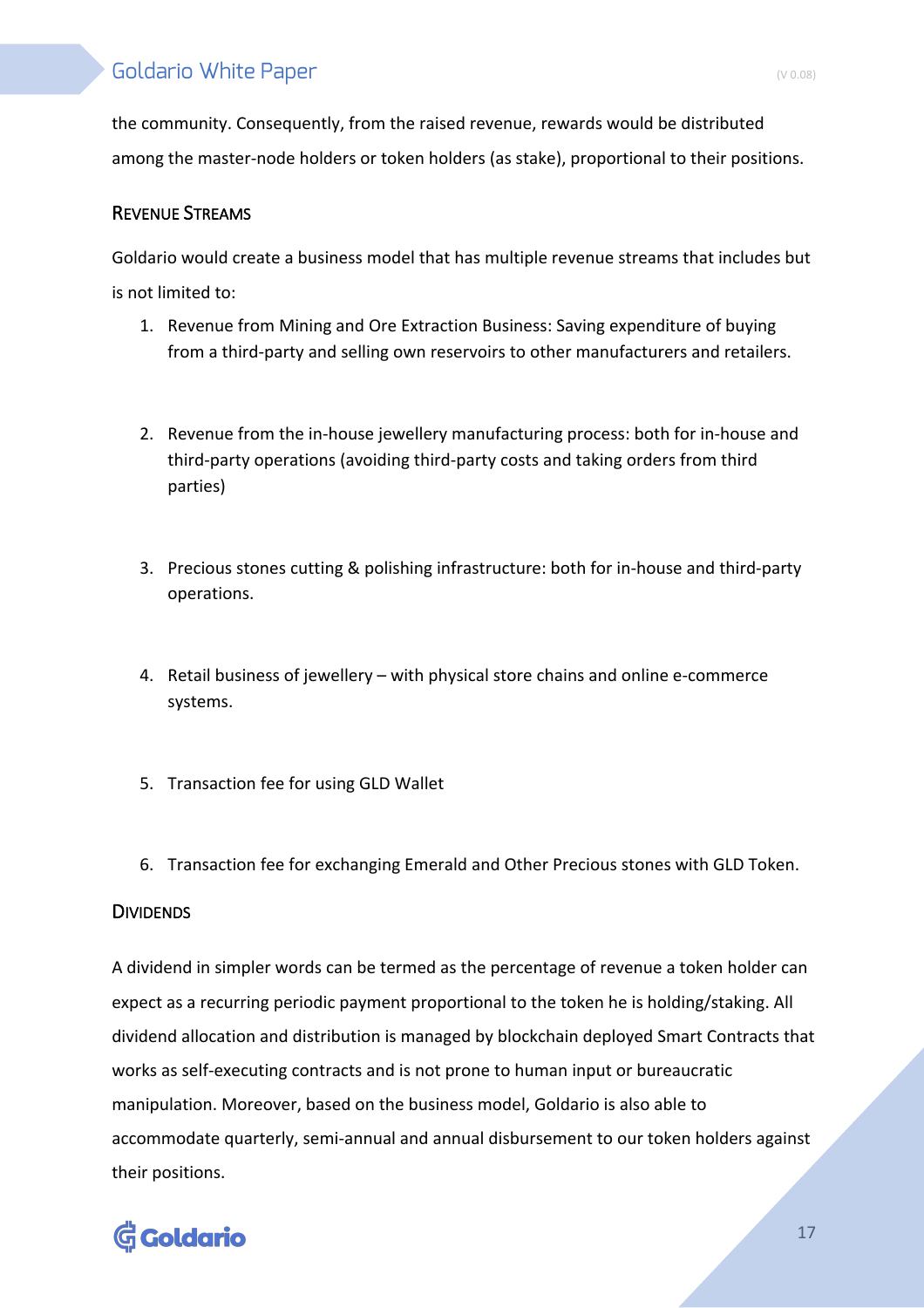the community. Consequently, from the raised revenue, rewards would be distributed among the master-node holders or token holders (as stake), proportional to their positions.

### Revenue Streams

Goldario would create a business model that has multiple revenue streams that includes but is not limited to:

1. Revenue from Mining and Ore Extraction Business: Saving expenditure of buying from a third-party and selling own reservoirs to other manufacturers and retailers.

2. Revenue from the in-house jewellery manufacturing process: both for in-house and third-party operations (avoiding third-party costs and taking orders from third parties)

3. Precious stones cutting & polishing infrastructure: both for in-house and third-party operations.

4. Retail business of jewellery – with physical store chains and online e-commerce systems.

5. Transaction fee for using GLD Wallet

6. Transaction fee for exchanging Emerald and Other Precious stones with GLD Token.

### Dividends

A dividend in simpler words can be termed as the percentage of revenue a token holder can expect as a recurring periodic payment proportional to the token he is holding/staking. All dividend allocation and distribution is managed by blockchain deployed Smart Contracts that works as self-executing contracts and is not prone to human input or bureaucratic manipulation. Moreover, based on the business model, Goldario is also able to accommodate quarterly, semi-annual and annual disbursement to our token holders against their positions.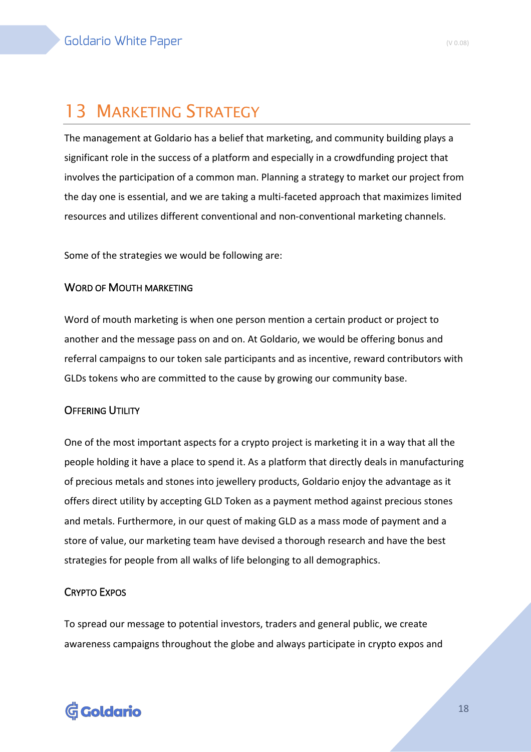# 13 Marketing Strategy

The management at Goldario has a belief that marketing, and community building plays a significant role in the success of a platform and especially in a crowdfunding project that involves the participation of a common man. Planning a strategy to market our project from the day one is essential, and we are taking a multi-faceted approach that maximizes limited resources and utilizes different conventional and non-conventional marketing channels.

Some of the strategies we would be following are:

### Word of Mouth marketing

Word of mouth marketing is when one person mention a certain product or project to another and the message pass on and on. At Goldario, we would be offering bonus and referral campaigns to our token sale participants and as incentive, reward contributors with GLDs tokens who are committed to the cause by growing our community base.

### Offering Utility

One of the most important aspects for a crypto project is marketing it in a way that all the people holding it have a place to spend it. As a platform that directly deals in manufacturing of precious metals and stones into jewellery products, Goldario enjoy the advantage as it offers direct utility by accepting GLD Token as a payment method against precious stones and metals. Furthermore, in our quest of making GLD as a mass mode of payment and a store of value, our marketing team have devised a thorough research and have the best strategies for people from all walks of life belonging to all demographics.

### Crypto Expos

To spread our message to potential investors, traders and general public, we create awareness campaigns throughout the globe and always participate in crypto expos and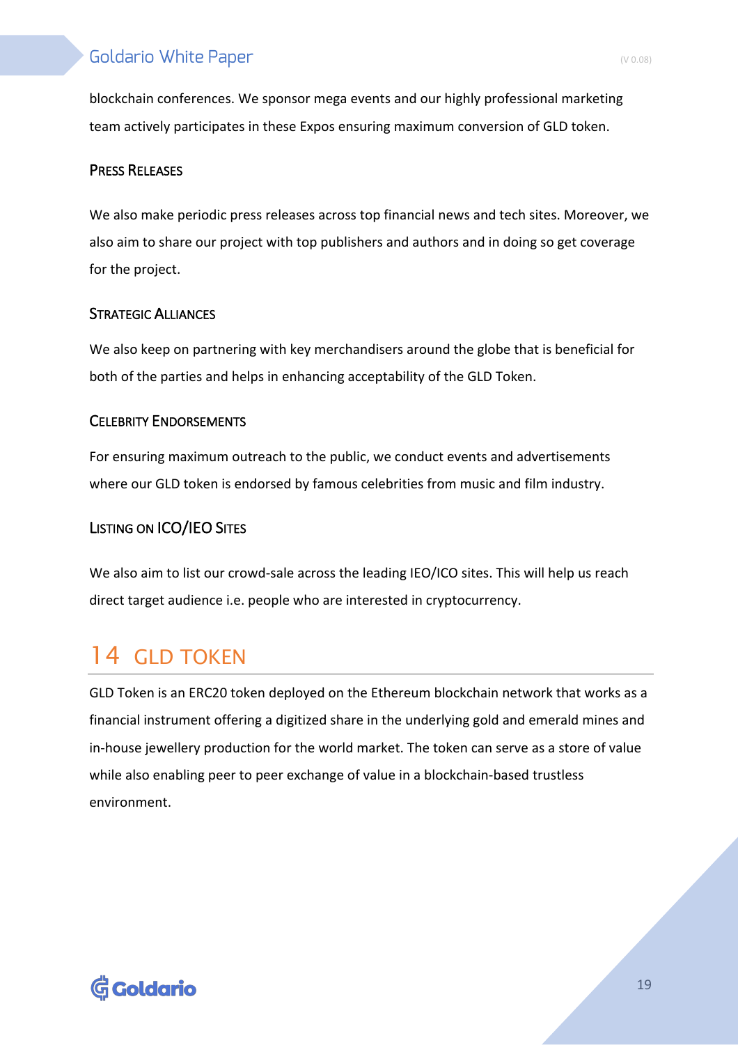blockchain conferences. We sponsor mega events and our highly professional marketing team actively participates in these Expos ensuring maximum conversion of GLD token.

### Press Releases

We also make periodic press releases across top financial news and tech sites. Moreover, we also aim to share our project with top publishers and authors and in doing so get coverage for the project.

### Strategic Alliances

We also keep on partnering with key merchandisers around the globe that is beneficial for both of the parties and helps in enhancing acceptability of the GLD Token.

### Celebrity Endorsements

For ensuring maximum outreach to the public, we conduct events and advertisements where our GLD token is endorsed by famous celebrities from music and film industry.

### Listing on ICO/IEO Sites

We also aim to list our crowd-sale across the leading IEO/ICO sites. This will help us reach direct target audience i.e. people who are interested in cryptocurrency.

# 14 GLD TOKEN

GLD Token is an ERC20 token deployed on the Ethereum blockchain network that works as a financial instrument offering a digitized share in the underlying gold and emerald mines and in-house jewellery production for the world market. The token can serve as a store of value while also enabling peer to peer exchange of value in a blockchain-based trustless environment.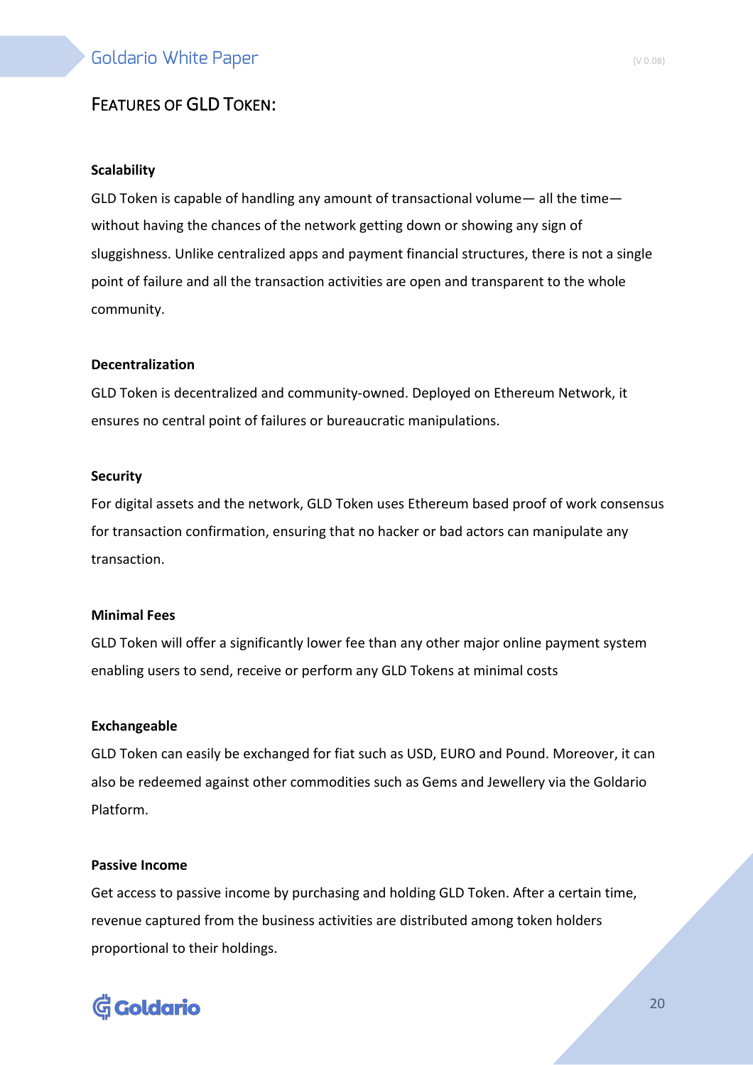## FEATURES OF GLD TOKEN:

**Scalability**

GLD Token is capable of handling any amount of transactional volume— all the time— without having the chances of the network getting down or showing any sign of sluggishness. Unlike centralized apps and payment financial structures, there is not a single point of failure and all the transaction activities are open and transparent to the whole community.

**Decentralization**

GLD Token is decentralized and community-owned. Deployed on Ethereum Network, it ensures no central point of failures or bureaucratic manipulations.

**Security**

For digital assets and the network, GLD Token uses Ethereum based proof of work consensus for transaction confirmation, ensuring that no hacker or bad actors can manipulate any transaction.

**Minimal Fees**

GLD Token will offer a significantly lower fee than any other major online payment system enabling users to send, receive or perform any GLD Tokens at minimal costs

**Exchangeable**

GLD Token can easily be exchanged for fiat such as USD, EURO and Pound. Moreover, it can also be redeemed against other commodities such as Gems and Jewellery via the Goldario Platform.

**Passive Income**

Get access to passive income by purchasing and holding GLD Token. After a certain time, revenue captured from the business activities are distributed among token holders proportional to their holdings.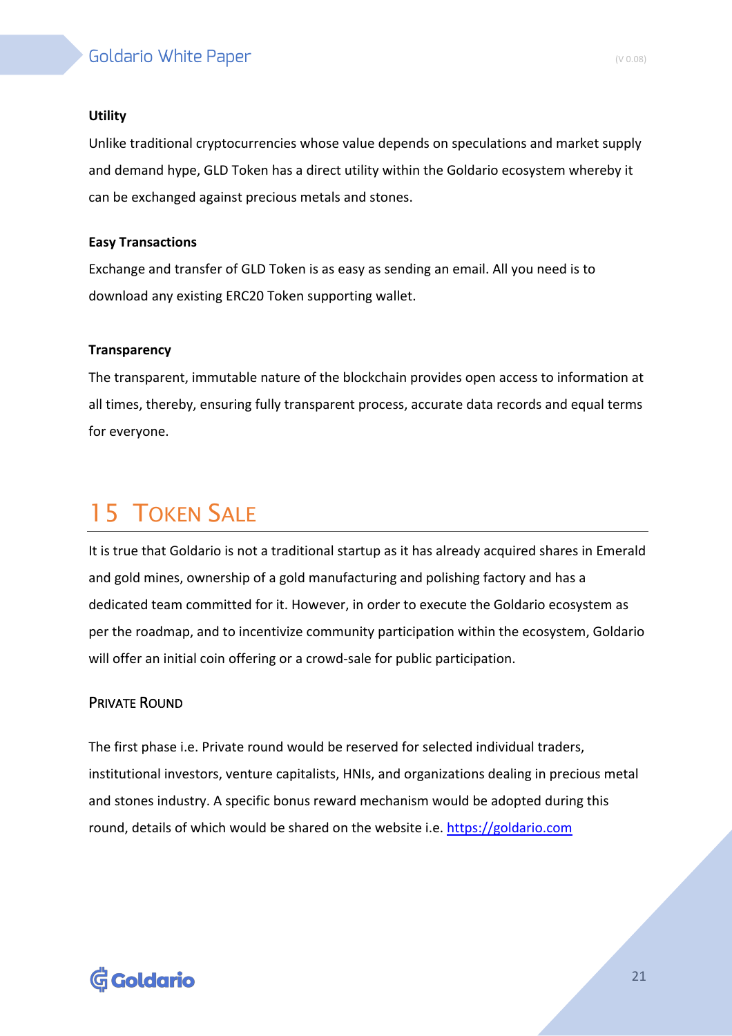**Utility**

Unlike traditional cryptocurrencies whose value depends on speculations and market supply and demand hype, GLD Token has a direct utility within the Goldario ecosystem whereby it can be exchanged against precious metals and stones.

**Easy Transactions**

Exchange and transfer of GLD Token is as easy as sending an email. All you need is to download any existing ERC20 Token supporting wallet.

**Transparency**

The transparent, immutable nature of the blockchain provides open access to information at all times, thereby, ensuring fully transparent process, accurate data records and equal terms for everyone.

# 15 Token Sale

It is true that Goldario is not a traditional startup as it has already acquired shares in Emerald and gold mines, ownership of a gold manufacturing and polishing factory and has a dedicated team committed for it. However, in order to execute the Goldario ecosystem as per the roadmap, and to incentivize community participation within the ecosystem, Goldario will offer an initial coin offering or a crowd-sale for public participation.

## Private Round

The first phase i.e. Private round would be reserved for selected individual traders, institutional investors, venture capitalists, HNIs, and organizations dealing in precious metal and stones industry. A specific bonus reward mechanism would be adopted during this round, details of which would be shared on the website i.e. https://goldario.com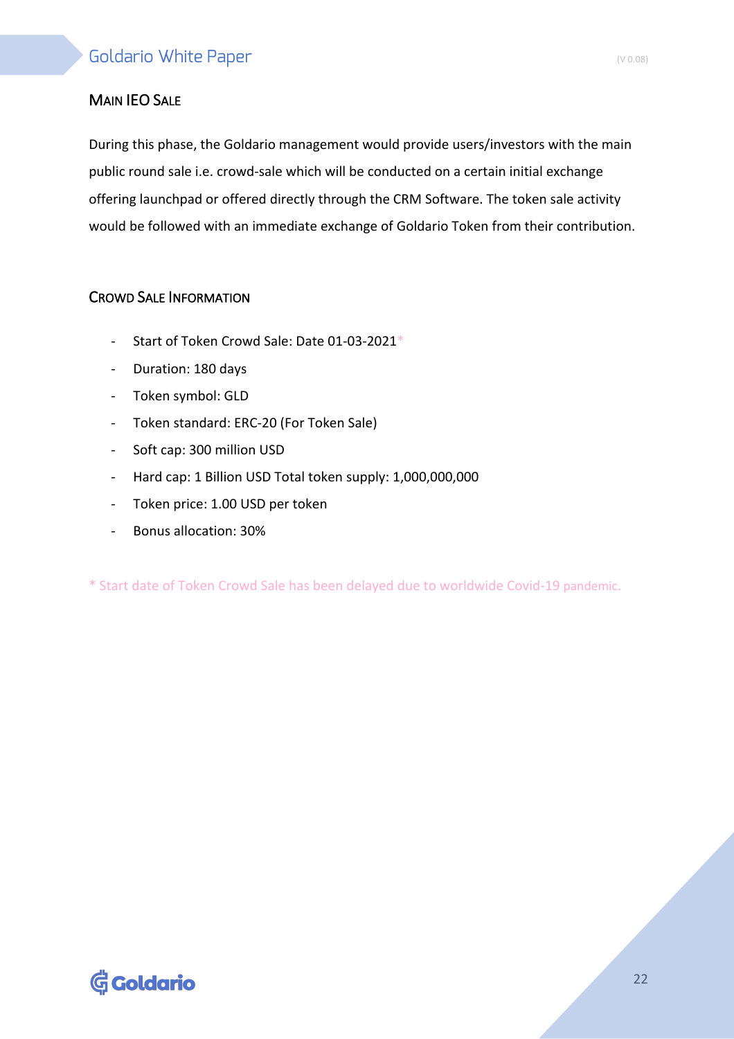## Main IEO Sale

During this phase, the Goldario management would provide users/investors with the main public round sale i.e. crowd-sale which will be conducted on a certain initial exchange offering launchpad or offered directly through the CRM Software. The token sale activity would be followed with an immediate exchange of Goldario Token from their contribution.

## Crowd Sale Information

- Start of Token Crowd Sale: Date 01-03-2021*
- Duration: 180 days
- Token symbol: GLD
- Token standard: ERC-20 (For Token Sale)
- Soft cap: 300 million USD
- Hard cap: 1 Billion USD Total token supply: 1,000,000,000
- Token price: 1.00 USD per token
- Bonus allocation: 30%

* Start date of Token Crowd Sale has been delayed due to worldwide Covid-19 pandemic.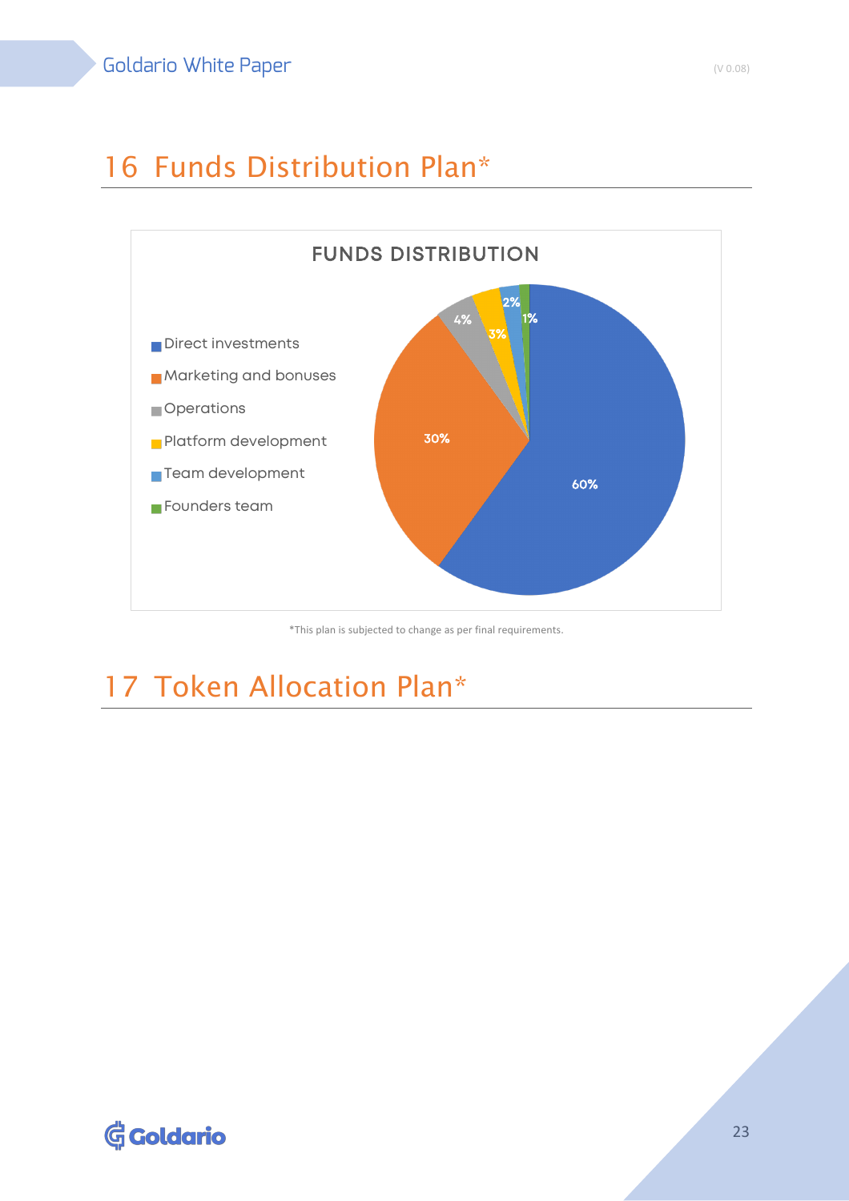# 16 Funds Distribution Plan*

FUNDS DISTRIBUTION

| Category | Share |
|---|---|
| Direct investments | 60% |
| Marketing and bonuses | 30% |
| Operations | 4% |
| Platform development | 3% |
| Team development | 2% |
| Founders team | 1% |

*This plan is subjected to change as per final requirements.

# 17 Token Allocation Plan*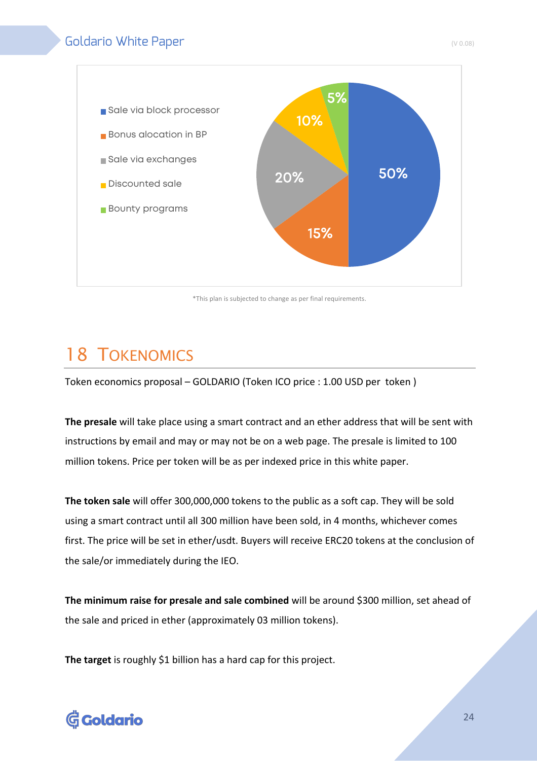- Sale via block processor
- Bonus alocation in BP
- Sale via exchanges
- Discounted sale
- Bounty programs

50%
15%
20%
10%
5%

*This plan is subjected to change as per final requirements.

# 18 TOKENOMICS

Token economics proposal – GOLDARIO (Token ICO price : 1.00 USD per token )

**The presale** will take place using a smart contract and an ether address that will be sent with instructions by email and may or may not be on a web page. The presale is limited to 100 million tokens. Price per token will be as per indexed price in this white paper.

**The token sale** will offer 300,000,000 tokens to the public as a soft cap. They will be sold using a smart contract until all 300 million have been sold, in 4 months, whichever comes first. The price will be set in ether/usdt. Buyers will receive ERC20 tokens at the conclusion of the sale/or immediately during the IEO.

**The minimum raise for presale and sale combined** will be around $300 million, set ahead of the sale and priced in ether (approximately 03 million tokens).

**The target** is roughly $1 billion has a hard cap for this project.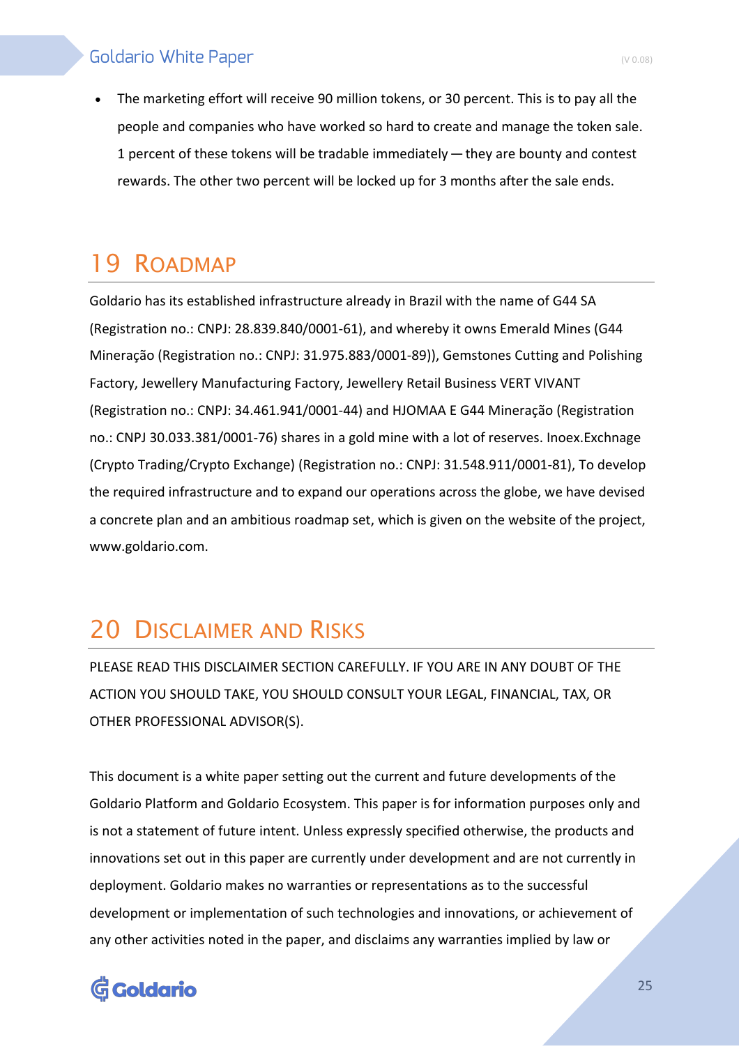- The marketing effort will receive 90 million tokens, or 30 percent. This is to pay all the people and companies who have worked so hard to create and manage the token sale. 1 percent of these tokens will be tradable immediately — they are bounty and contest rewards. The other two percent will be locked up for 3 months after the sale ends.

# 19 Roadmap

Goldario has its established infrastructure already in Brazil with the name of G44 SA (Registration no.: CNPJ: 28.839.840/0001-61), and whereby it owns Emerald Mines (G44 Mineração (Registration no.: CNPJ: 31.975.883/0001-89)), Gemstones Cutting and Polishing Factory, Jewellery Manufacturing Factory, Jewellery Retail Business VERT VIVANT (Registration no.: CNPJ: 34.461.941/0001-44) and HJOMAA E G44 Mineração (Registration no.: CNPJ 30.033.381/0001-76) shares in a gold mine with a lot of reserves. Inoex.Exchnage (Crypto Trading/Crypto Exchange) (Registration no.: CNPJ: 31.548.911/0001-81), To develop the required infrastructure and to expand our operations across the globe, we have devised a concrete plan and an ambitious roadmap set, which is given on the website of the project, www.goldario.com.

# 20 Disclaimer and Risks

PLEASE READ THIS DISCLAIMER SECTION CAREFULLY. IF YOU ARE IN ANY DOUBT OF THE ACTION YOU SHOULD TAKE, YOU SHOULD CONSULT YOUR LEGAL, FINANCIAL, TAX, OR OTHER PROFESSIONAL ADVISOR(S).

This document is a white paper setting out the current and future developments of the Goldario Platform and Goldario Ecosystem. This paper is for information purposes only and is not a statement of future intent. Unless expressly specified otherwise, the products and innovations set out in this paper are currently under development and are not currently in deployment. Goldario makes no warranties or representations as to the successful development or implementation of such technologies and innovations, or achievement of any other activities noted in the paper, and disclaims any warranties implied by law or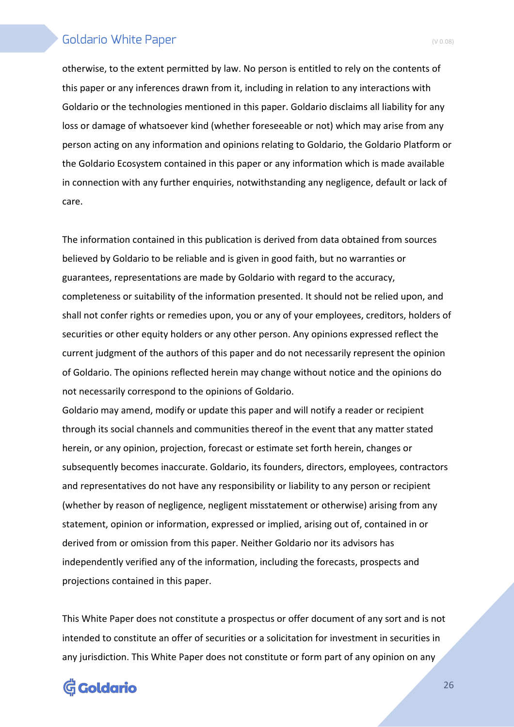otherwise, to the extent permitted by law. No person is entitled to rely on the contents of this paper or any inferences drawn from it, including in relation to any interactions with Goldario or the technologies mentioned in this paper. Goldario disclaims all liability for any loss or damage of whatsoever kind (whether foreseeable or not) which may arise from any person acting on any information and opinions relating to Goldario, the Goldario Platform or the Goldario Ecosystem contained in this paper or any information which is made available in connection with any further enquiries, notwithstanding any negligence, default or lack of care.

The information contained in this publication is derived from data obtained from sources believed by Goldario to be reliable and is given in good faith, but no warranties or guarantees, representations are made by Goldario with regard to the accuracy, completeness or suitability of the information presented. It should not be relied upon, and shall not confer rights or remedies upon, you or any of your employees, creditors, holders of securities or other equity holders or any other person. Any opinions expressed reflect the current judgment of the authors of this paper and do not necessarily represent the opinion of Goldario. The opinions reflected herein may change without notice and the opinions do not necessarily correspond to the opinions of Goldario.
Goldario may amend, modify or update this paper and will notify a reader or recipient through its social channels and communities thereof in the event that any matter stated herein, or any opinion, projection, forecast or estimate set forth herein, changes or subsequently becomes inaccurate. Goldario, its founders, directors, employees, contractors and representatives do not have any responsibility or liability to any person or recipient (whether by reason of negligence, negligent misstatement or otherwise) arising from any statement, opinion or information, expressed or implied, arising out of, contained in or derived from or omission from this paper. Neither Goldario nor its advisors has independently verified any of the information, including the forecasts, prospects and projections contained in this paper.

This White Paper does not constitute a prospectus or offer document of any sort and is not intended to constitute an offer of securities or a solicitation for investment in securities in any jurisdiction. This White Paper does not constitute or form part of any opinion on any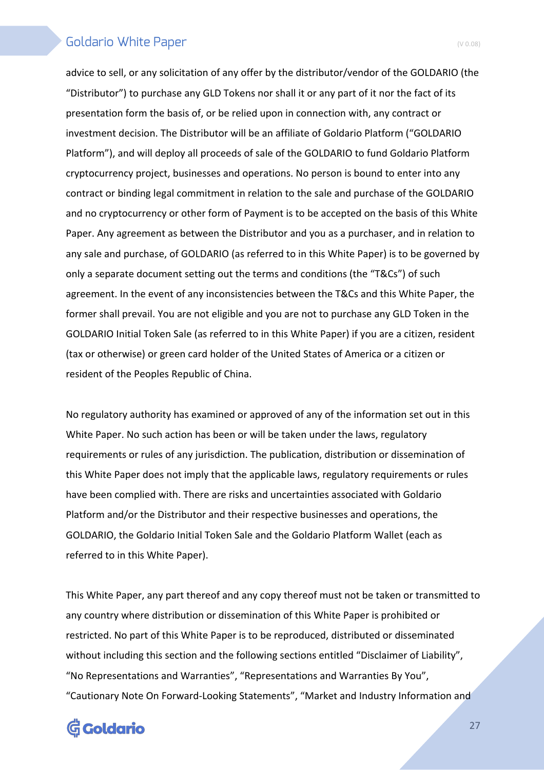advice to sell, or any solicitation of any offer by the distributor/vendor of the GOLDARIO (the "Distributor") to purchase any GLD Tokens nor shall it or any part of it nor the fact of its presentation form the basis of, or be relied upon in connection with, any contract or investment decision. The Distributor will be an affiliate of Goldario Platform ("GOLDARIO Platform"), and will deploy all proceeds of sale of the GOLDARIO to fund Goldario Platform cryptocurrency project, businesses and operations. No person is bound to enter into any contract or binding legal commitment in relation to the sale and purchase of the GOLDARIO and no cryptocurrency or other form of Payment is to be accepted on the basis of this White Paper. Any agreement as between the Distributor and you as a purchaser, and in relation to any sale and purchase, of GOLDARIO (as referred to in this White Paper) is to be governed by only a separate document setting out the terms and conditions (the "T&Cs") of such agreement. In the event of any inconsistencies between the T&Cs and this White Paper, the former shall prevail. You are not eligible and you are not to purchase any GLD Token in the GOLDARIO Initial Token Sale (as referred to in this White Paper) if you are a citizen, resident (tax or otherwise) or green card holder of the United States of America or a citizen or resident of the Peoples Republic of China.

No regulatory authority has examined or approved of any of the information set out in this White Paper. No such action has been or will be taken under the laws, regulatory requirements or rules of any jurisdiction. The publication, distribution or dissemination of this White Paper does not imply that the applicable laws, regulatory requirements or rules have been complied with. There are risks and uncertainties associated with Goldario Platform and/or the Distributor and their respective businesses and operations, the GOLDARIO, the Goldario Initial Token Sale and the Goldario Platform Wallet (each as referred to in this White Paper).

This White Paper, any part thereof and any copy thereof must not be taken or transmitted to any country where distribution or dissemination of this White Paper is prohibited or restricted. No part of this White Paper is to be reproduced, distributed or disseminated without including this section and the following sections entitled "Disclaimer of Liability", "No Representations and Warranties", "Representations and Warranties By You", "Cautionary Note On Forward-Looking Statements", "Market and Industry Information and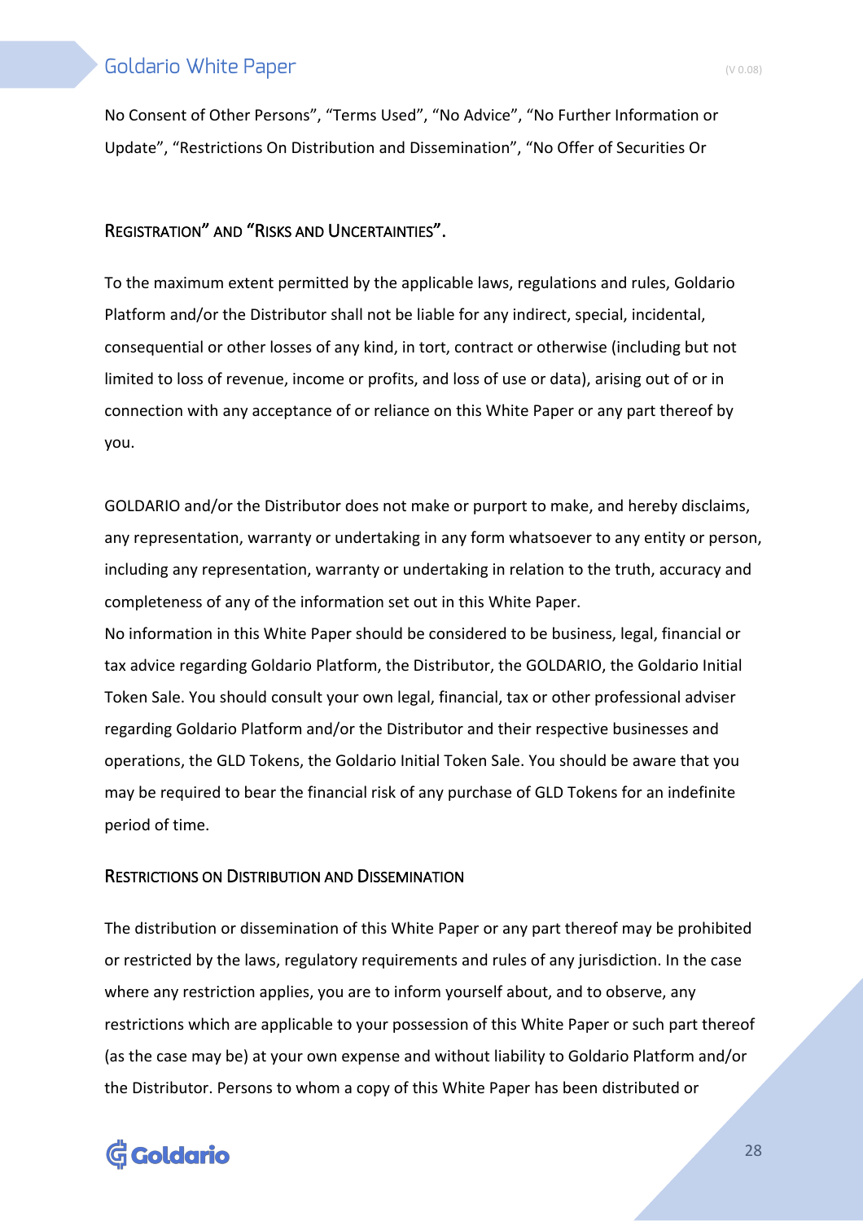No Consent of Other Persons", "Terms Used", "No Advice", "No Further Information or Update", "Restrictions On Distribution and Dissemination", "No Offer of Securities Or

### Registration" and "Risks and Uncertainties".

To the maximum extent permitted by the applicable laws, regulations and rules, Goldario Platform and/or the Distributor shall not be liable for any indirect, special, incidental, consequential or other losses of any kind, in tort, contract or otherwise (including but not limited to loss of revenue, income or profits, and loss of use or data), arising out of or in connection with any acceptance of or reliance on this White Paper or any part thereof by you.

GOLDARIO and/or the Distributor does not make or purport to make, and hereby disclaims, any representation, warranty or undertaking in any form whatsoever to any entity or person, including any representation, warranty or undertaking in relation to the truth, accuracy and completeness of any of the information set out in this White Paper.
No information in this White Paper should be considered to be business, legal, financial or tax advice regarding Goldario Platform, the Distributor, the GOLDARIO, the Goldario Initial Token Sale. You should consult your own legal, financial, tax or other professional adviser regarding Goldario Platform and/or the Distributor and their respective businesses and operations, the GLD Tokens, the Goldario Initial Token Sale. You should be aware that you may be required to bear the financial risk of any purchase of GLD Tokens for an indefinite period of time.

### Restrictions on Distribution and Dissemination

The distribution or dissemination of this White Paper or any part thereof may be prohibited or restricted by the laws, regulatory requirements and rules of any jurisdiction. In the case where any restriction applies, you are to inform yourself about, and to observe, any restrictions which are applicable to your possession of this White Paper or such part thereof (as the case may be) at your own expense and without liability to Goldario Platform and/or the Distributor. Persons to whom a copy of this White Paper has been distributed or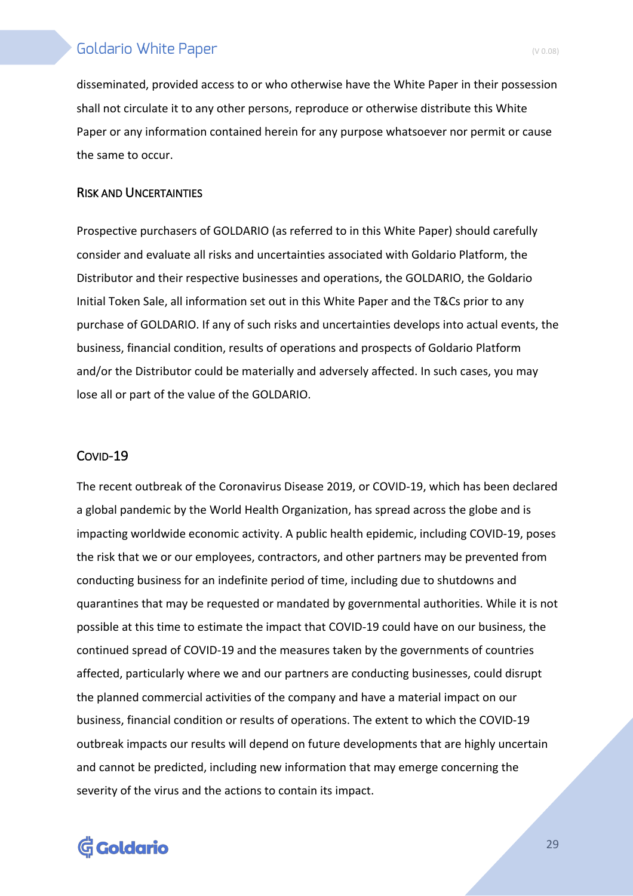disseminated, provided access to or who otherwise have the White Paper in their possession shall not circulate it to any other persons, reproduce or otherwise distribute this White Paper or any information contained herein for any purpose whatsoever nor permit or cause the same to occur.

### Risk and Uncertainties

Prospective purchasers of GOLDARIO (as referred to in this White Paper) should carefully consider and evaluate all risks and uncertainties associated with Goldario Platform, the Distributor and their respective businesses and operations, the GOLDARIO, the Goldario Initial Token Sale, all information set out in this White Paper and the T&Cs prior to any purchase of GOLDARIO. If any of such risks and uncertainties develops into actual events, the business, financial condition, results of operations and prospects of Goldario Platform and/or the Distributor could be materially and adversely affected. In such cases, you may lose all or part of the value of the GOLDARIO.

## Covid-19

The recent outbreak of the Coronavirus Disease 2019, or COVID-19, which has been declared a global pandemic by the World Health Organization, has spread across the globe and is impacting worldwide economic activity. A public health epidemic, including COVID-19, poses the risk that we or our employees, contractors, and other partners may be prevented from conducting business for an indefinite period of time, including due to shutdowns and quarantines that may be requested or mandated by governmental authorities. While it is not possible at this time to estimate the impact that COVID-19 could have on our business, the continued spread of COVID-19 and the measures taken by the governments of countries affected, particularly where we and our partners are conducting businesses, could disrupt the planned commercial activities of the company and have a material impact on our business, financial condition or results of operations. The extent to which the COVID-19 outbreak impacts our results will depend on future developments that are highly uncertain and cannot be predicted, including new information that may emerge concerning the severity of the virus and the actions to contain its impact.